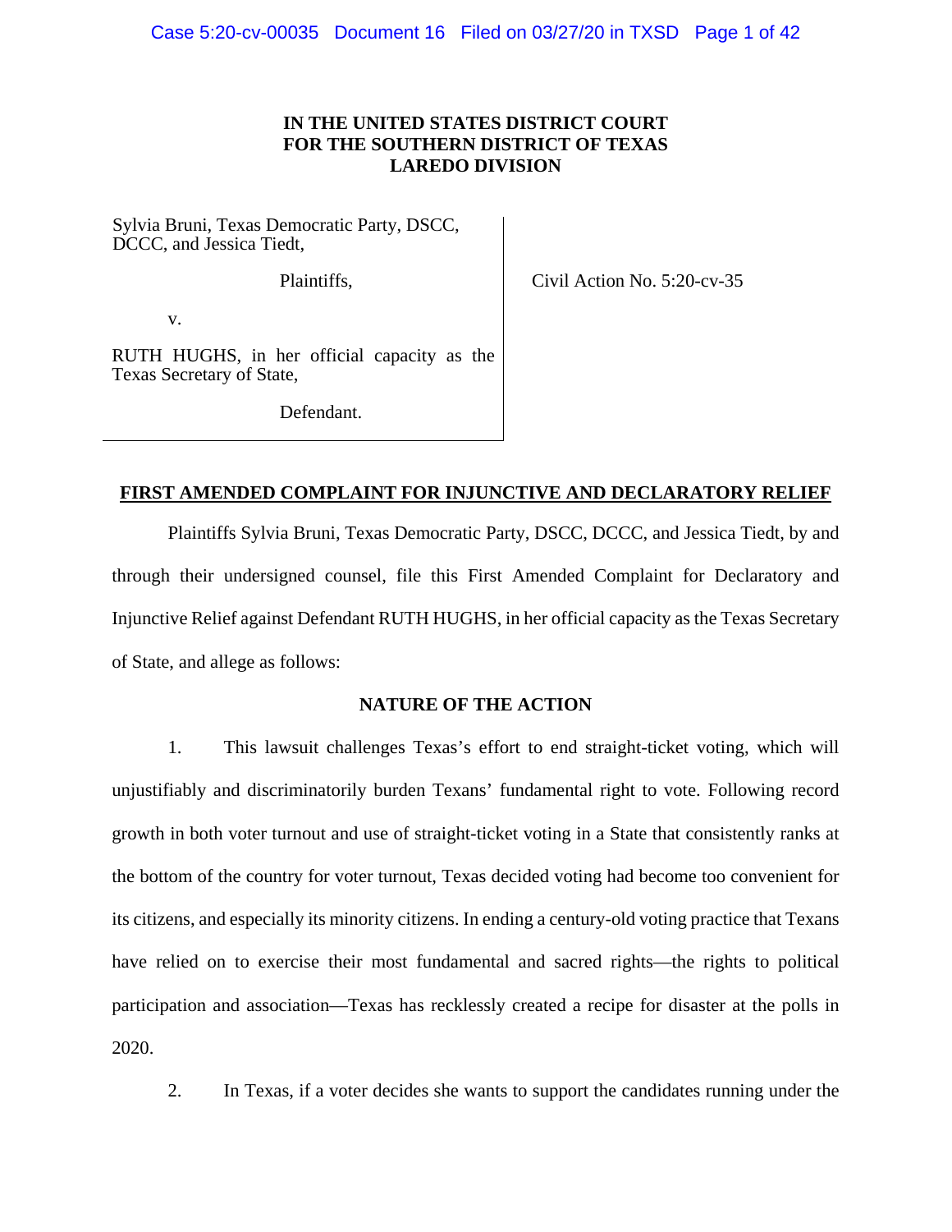**IN THE UNITED STATES DISTRICT COURT**
**FOR THE SOUTHERN DISTRICT OF TEXAS**
**LAREDO DIVISION**

| | |
|---|---|
| Sylvia Bruni, Texas Democratic Party, DSCC, DCCC, and Jessica Tiedt,<br><br>Plaintiffs,<br><br>v.<br><br>RUTH HUGHS, in her official capacity as the Texas Secretary of State,<br><br>Defendant. | Civil Action No. 5:20-cv-35 |

**FIRST AMENDED COMPLAINT FOR INJUNCTIVE AND DECLARATORY RELIEF**

Plaintiffs Sylvia Bruni, Texas Democratic Party, DSCC, DCCC, and Jessica Tiedt, by and through their undersigned counsel, file this First Amended Complaint for Declaratory and Injunctive Relief against Defendant RUTH HUGHS, in her official capacity as the Texas Secretary of State, and allege as follows:

**NATURE OF THE ACTION**

1. This lawsuit challenges Texas's effort to end straight-ticket voting, which will unjustifiably and discriminatorily burden Texans' fundamental right to vote. Following record growth in both voter turnout and use of straight-ticket voting in a State that consistently ranks at the bottom of the country for voter turnout, Texas decided voting had become too convenient for its citizens, and especially its minority citizens. In ending a century-old voting practice that Texans have relied on to exercise their most fundamental and sacred rights—the rights to political participation and association—Texas has recklessly created a recipe for disaster at the polls in 2020.

2. In Texas, if a voter decides she wants to support the candidates running under the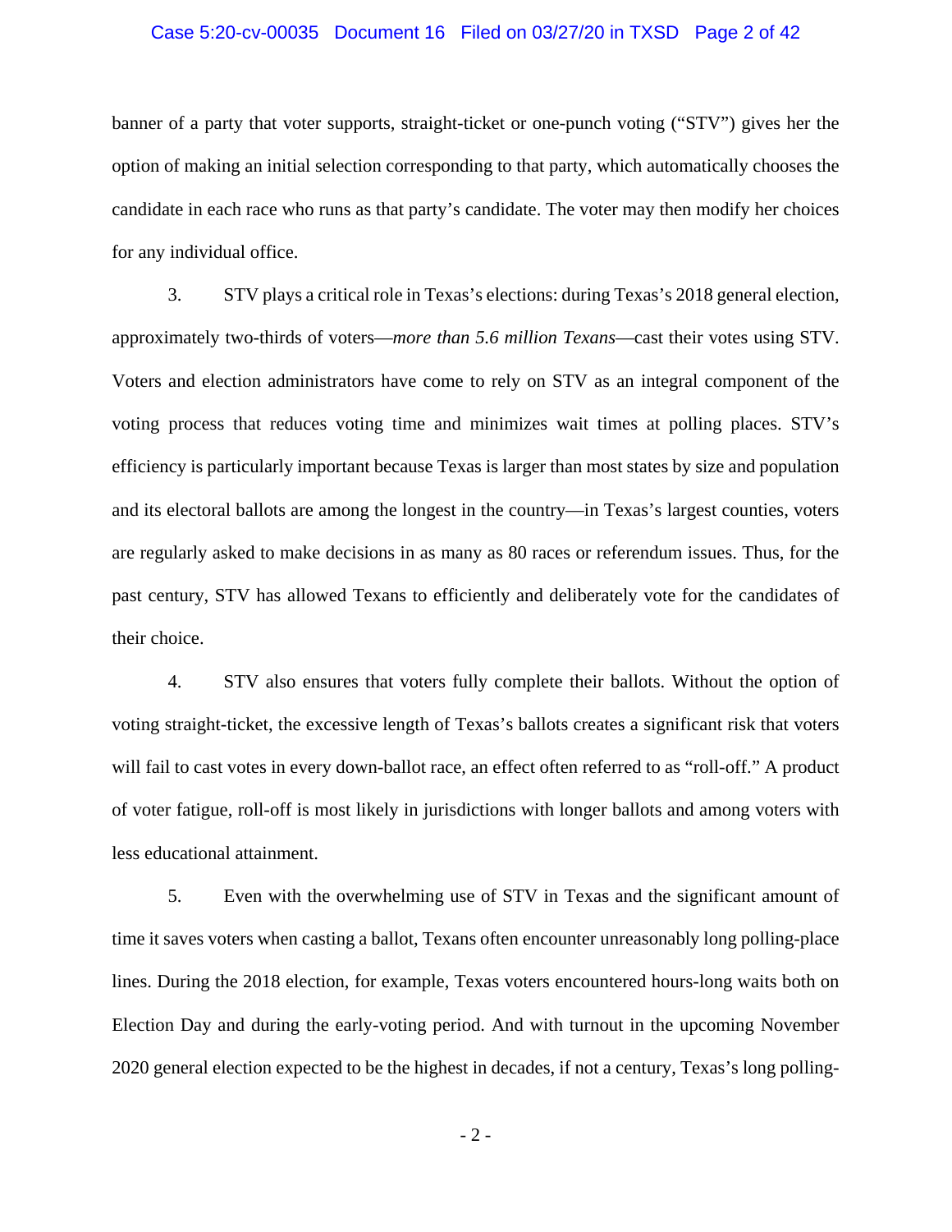banner of a party that voter supports, straight-ticket or one-punch voting ("STV") gives her the option of making an initial selection corresponding to that party, which automatically chooses the candidate in each race who runs as that party's candidate. The voter may then modify her choices for any individual office.

3. STV plays a critical role in Texas's elections: during Texas's 2018 general election, approximately two-thirds of voters—*more than 5.6 million Texans*—cast their votes using STV. Voters and election administrators have come to rely on STV as an integral component of the voting process that reduces voting time and minimizes wait times at polling places. STV's efficiency is particularly important because Texas is larger than most states by size and population and its electoral ballots are among the longest in the country—in Texas's largest counties, voters are regularly asked to make decisions in as many as 80 races or referendum issues. Thus, for the past century, STV has allowed Texans to efficiently and deliberately vote for the candidates of their choice.

4. STV also ensures that voters fully complete their ballots. Without the option of voting straight-ticket, the excessive length of Texas's ballots creates a significant risk that voters will fail to cast votes in every down-ballot race, an effect often referred to as "roll-off." A product of voter fatigue, roll-off is most likely in jurisdictions with longer ballots and among voters with less educational attainment.

5. Even with the overwhelming use of STV in Texas and the significant amount of time it saves voters when casting a ballot, Texans often encounter unreasonably long polling-place lines. During the 2018 election, for example, Texas voters encountered hours-long waits both on Election Day and during the early-voting period. And with turnout in the upcoming November 2020 general election expected to be the highest in decades, if not a century, Texas's long polling-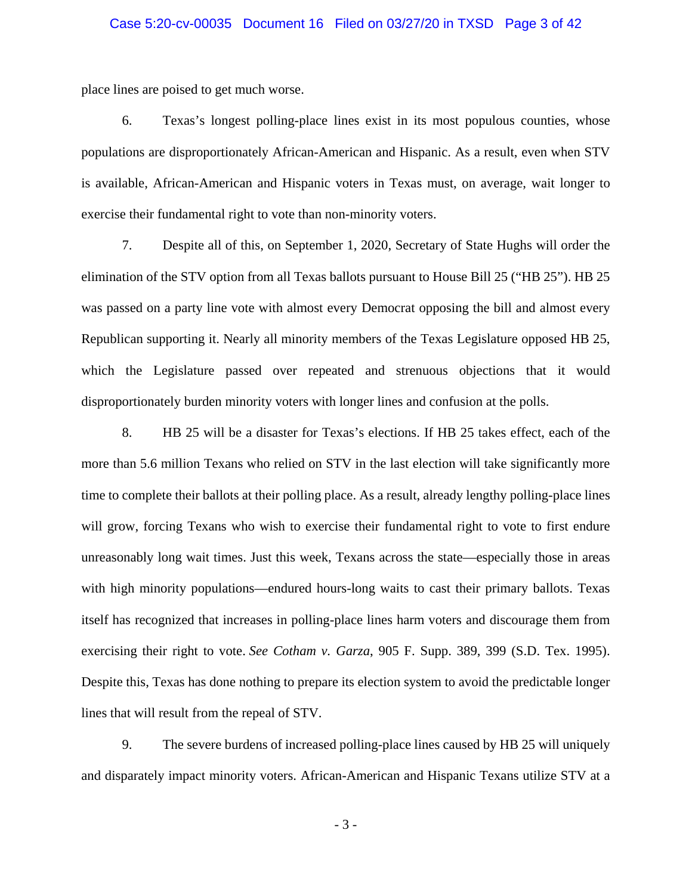place lines are poised to get much worse.

6. Texas's longest polling-place lines exist in its most populous counties, whose populations are disproportionately African-American and Hispanic. As a result, even when STV is available, African-American and Hispanic voters in Texas must, on average, wait longer to exercise their fundamental right to vote than non-minority voters.

7. Despite all of this, on September 1, 2020, Secretary of State Hughs will order the elimination of the STV option from all Texas ballots pursuant to House Bill 25 ("HB 25"). HB 25 was passed on a party line vote with almost every Democrat opposing the bill and almost every Republican supporting it. Nearly all minority members of the Texas Legislature opposed HB 25, which the Legislature passed over repeated and strenuous objections that it would disproportionately burden minority voters with longer lines and confusion at the polls.

8. HB 25 will be a disaster for Texas's elections. If HB 25 takes effect, each of the more than 5.6 million Texans who relied on STV in the last election will take significantly more time to complete their ballots at their polling place. As a result, already lengthy polling-place lines will grow, forcing Texans who wish to exercise their fundamental right to vote to first endure unreasonably long wait times. Just this week, Texans across the state—especially those in areas with high minority populations—endured hours-long waits to cast their primary ballots. Texas itself has recognized that increases in polling-place lines harm voters and discourage them from exercising their right to vote. *See Cotham v. Garza*, 905 F. Supp. 389, 399 (S.D. Tex. 1995). Despite this, Texas has done nothing to prepare its election system to avoid the predictable longer lines that will result from the repeal of STV.

9. The severe burdens of increased polling-place lines caused by HB 25 will uniquely and disparately impact minority voters. African-American and Hispanic Texans utilize STV at a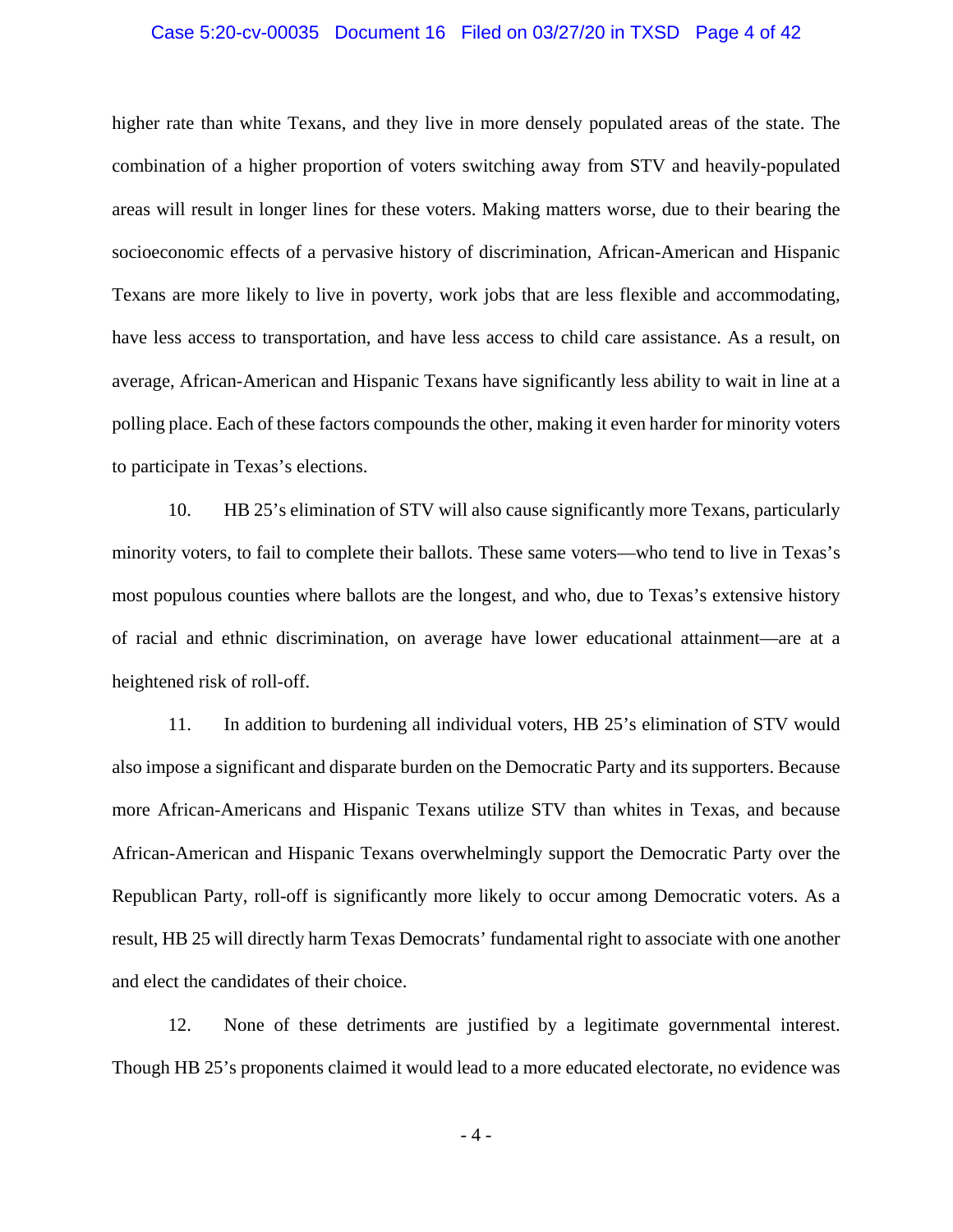higher rate than white Texans, and they live in more densely populated areas of the state. The combination of a higher proportion of voters switching away from STV and heavily-populated areas will result in longer lines for these voters. Making matters worse, due to their bearing the socioeconomic effects of a pervasive history of discrimination, African-American and Hispanic Texans are more likely to live in poverty, work jobs that are less flexible and accommodating, have less access to transportation, and have less access to child care assistance. As a result, on average, African-American and Hispanic Texans have significantly less ability to wait in line at a polling place. Each of these factors compounds the other, making it even harder for minority voters to participate in Texas's elections.

10. HB 25's elimination of STV will also cause significantly more Texans, particularly minority voters, to fail to complete their ballots. These same voters—who tend to live in Texas's most populous counties where ballots are the longest, and who, due to Texas's extensive history of racial and ethnic discrimination, on average have lower educational attainment—are at a heightened risk of roll-off.

11. In addition to burdening all individual voters, HB 25's elimination of STV would also impose a significant and disparate burden on the Democratic Party and its supporters. Because more African-Americans and Hispanic Texans utilize STV than whites in Texas, and because African-American and Hispanic Texans overwhelmingly support the Democratic Party over the Republican Party, roll-off is significantly more likely to occur among Democratic voters. As a result, HB 25 will directly harm Texas Democrats' fundamental right to associate with one another and elect the candidates of their choice.

12. None of these detriments are justified by a legitimate governmental interest. Though HB 25's proponents claimed it would lead to a more educated electorate, no evidence was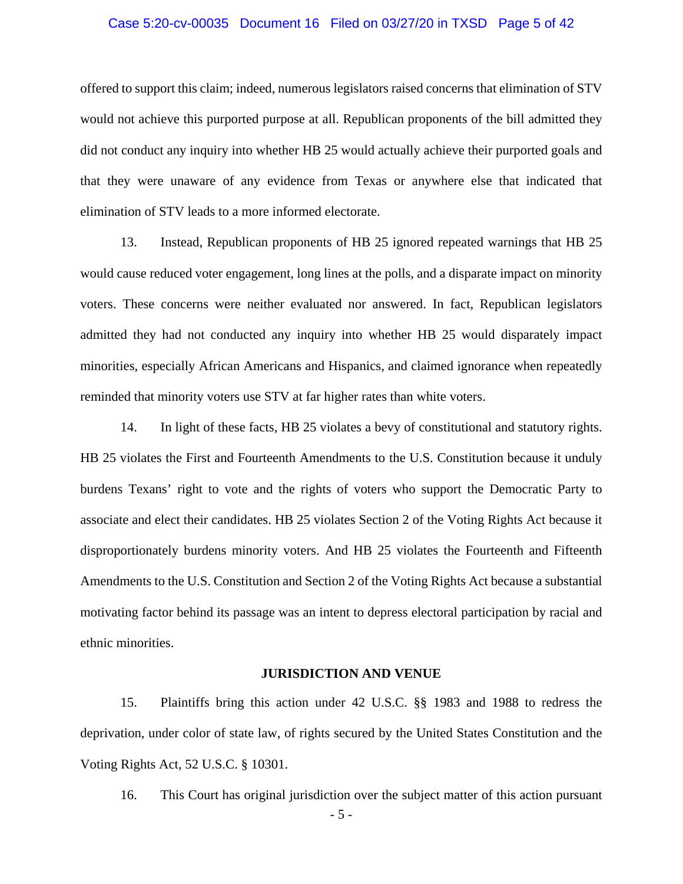offered to support this claim; indeed, numerous legislators raised concerns that elimination of STV would not achieve this purported purpose at all. Republican proponents of the bill admitted they did not conduct any inquiry into whether HB 25 would actually achieve their purported goals and that they were unaware of any evidence from Texas or anywhere else that indicated that elimination of STV leads to a more informed electorate.

13. Instead, Republican proponents of HB 25 ignored repeated warnings that HB 25 would cause reduced voter engagement, long lines at the polls, and a disparate impact on minority voters. These concerns were neither evaluated nor answered. In fact, Republican legislators admitted they had not conducted any inquiry into whether HB 25 would disparately impact minorities, especially African Americans and Hispanics, and claimed ignorance when repeatedly reminded that minority voters use STV at far higher rates than white voters.

14. In light of these facts, HB 25 violates a bevy of constitutional and statutory rights. HB 25 violates the First and Fourteenth Amendments to the U.S. Constitution because it unduly burdens Texans' right to vote and the rights of voters who support the Democratic Party to associate and elect their candidates. HB 25 violates Section 2 of the Voting Rights Act because it disproportionately burdens minority voters. And HB 25 violates the Fourteenth and Fifteenth Amendments to the U.S. Constitution and Section 2 of the Voting Rights Act because a substantial motivating factor behind its passage was an intent to depress electoral participation by racial and ethnic minorities.

## JURISDICTION AND VENUE

15. Plaintiffs bring this action under 42 U.S.C. §§ 1983 and 1988 to redress the deprivation, under color of state law, of rights secured by the United States Constitution and the Voting Rights Act, 52 U.S.C. § 10301.

16. This Court has original jurisdiction over the subject matter of this action pursuant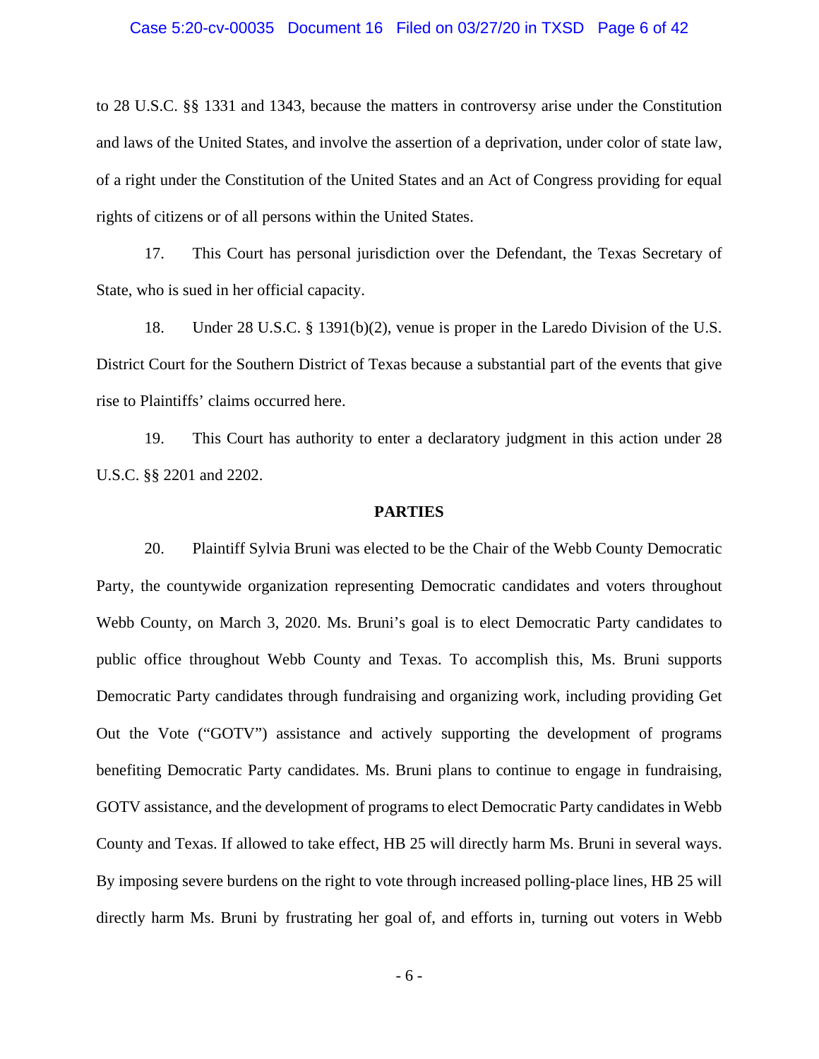to 28 U.S.C. §§ 1331 and 1343, because the matters in controversy arise under the Constitution and laws of the United States, and involve the assertion of a deprivation, under color of state law, of a right under the Constitution of the United States and an Act of Congress providing for equal rights of citizens or of all persons within the United States.

17. This Court has personal jurisdiction over the Defendant, the Texas Secretary of State, who is sued in her official capacity.

18. Under 28 U.S.C. § 1391(b)(2), venue is proper in the Laredo Division of the U.S. District Court for the Southern District of Texas because a substantial part of the events that give rise to Plaintiffs' claims occurred here.

19. This Court has authority to enter a declaratory judgment in this action under 28 U.S.C. §§ 2201 and 2202.

**PARTIES**

20. Plaintiff Sylvia Bruni was elected to be the Chair of the Webb County Democratic Party, the countywide organization representing Democratic candidates and voters throughout Webb County, on March 3, 2020. Ms. Bruni's goal is to elect Democratic Party candidates to public office throughout Webb County and Texas. To accomplish this, Ms. Bruni supports Democratic Party candidates through fundraising and organizing work, including providing Get Out the Vote ("GOTV") assistance and actively supporting the development of programs benefiting Democratic Party candidates. Ms. Bruni plans to continue to engage in fundraising, GOTV assistance, and the development of programs to elect Democratic Party candidates in Webb County and Texas. If allowed to take effect, HB 25 will directly harm Ms. Bruni in several ways. By imposing severe burdens on the right to vote through increased polling-place lines, HB 25 will directly harm Ms. Bruni by frustrating her goal of, and efforts in, turning out voters in Webb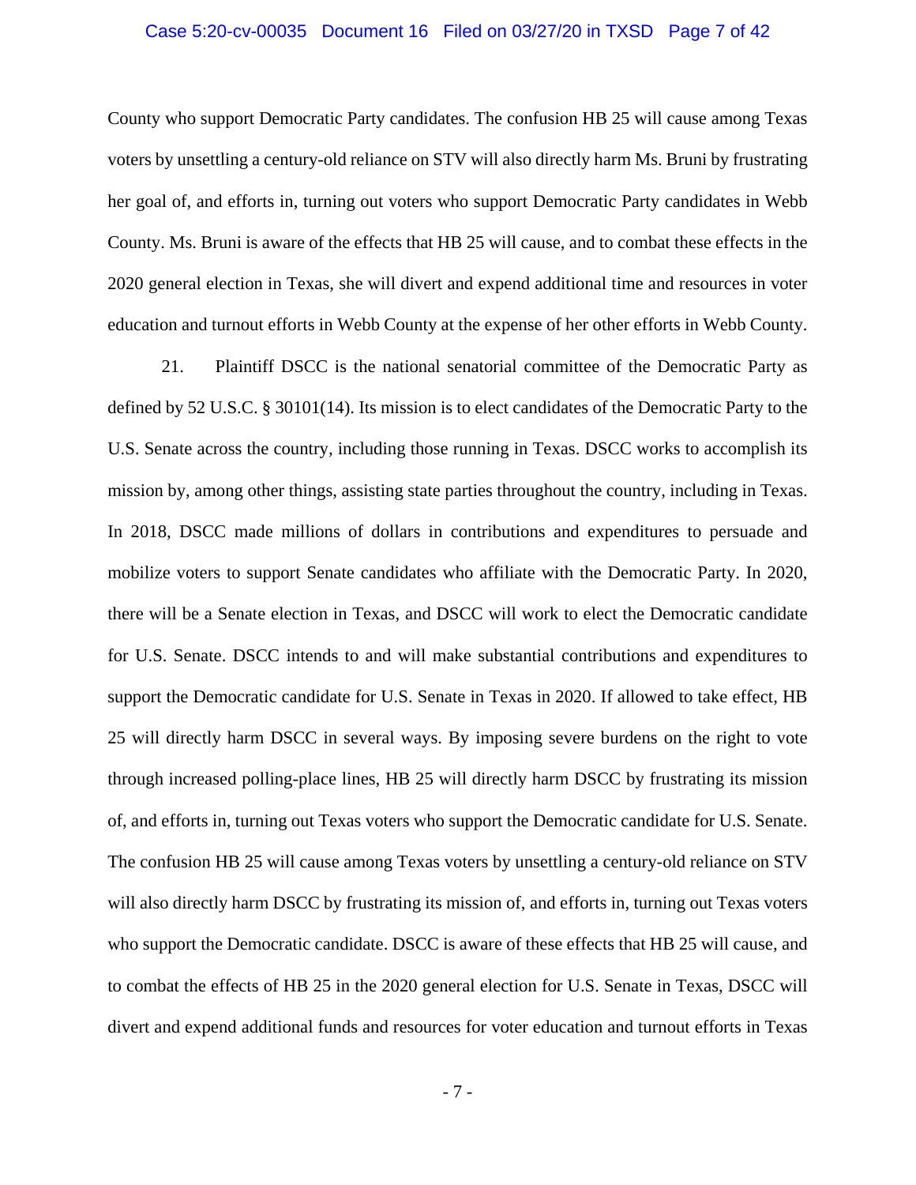County who support Democratic Party candidates. The confusion HB 25 will cause among Texas voters by unsettling a century-old reliance on STV will also directly harm Ms. Bruni by frustrating her goal of, and efforts in, turning out voters who support Democratic Party candidates in Webb County. Ms. Bruni is aware of the effects that HB 25 will cause, and to combat these effects in the 2020 general election in Texas, she will divert and expend additional time and resources in voter education and turnout efforts in Webb County at the expense of her other efforts in Webb County.

21. Plaintiff DSCC is the national senatorial committee of the Democratic Party as defined by 52 U.S.C. § 30101(14). Its mission is to elect candidates of the Democratic Party to the U.S. Senate across the country, including those running in Texas. DSCC works to accomplish its mission by, among other things, assisting state parties throughout the country, including in Texas. In 2018, DSCC made millions of dollars in contributions and expenditures to persuade and mobilize voters to support Senate candidates who affiliate with the Democratic Party. In 2020, there will be a Senate election in Texas, and DSCC will work to elect the Democratic candidate for U.S. Senate. DSCC intends to and will make substantial contributions and expenditures to support the Democratic candidate for U.S. Senate in Texas in 2020. If allowed to take effect, HB 25 will directly harm DSCC in several ways. By imposing severe burdens on the right to vote through increased polling-place lines, HB 25 will directly harm DSCC by frustrating its mission of, and efforts in, turning out Texas voters who support the Democratic candidate for U.S. Senate. The confusion HB 25 will cause among Texas voters by unsettling a century-old reliance on STV will also directly harm DSCC by frustrating its mission of, and efforts in, turning out Texas voters who support the Democratic candidate. DSCC is aware of these effects that HB 25 will cause, and to combat the effects of HB 25 in the 2020 general election for U.S. Senate in Texas, DSCC will divert and expend additional funds and resources for voter education and turnout efforts in Texas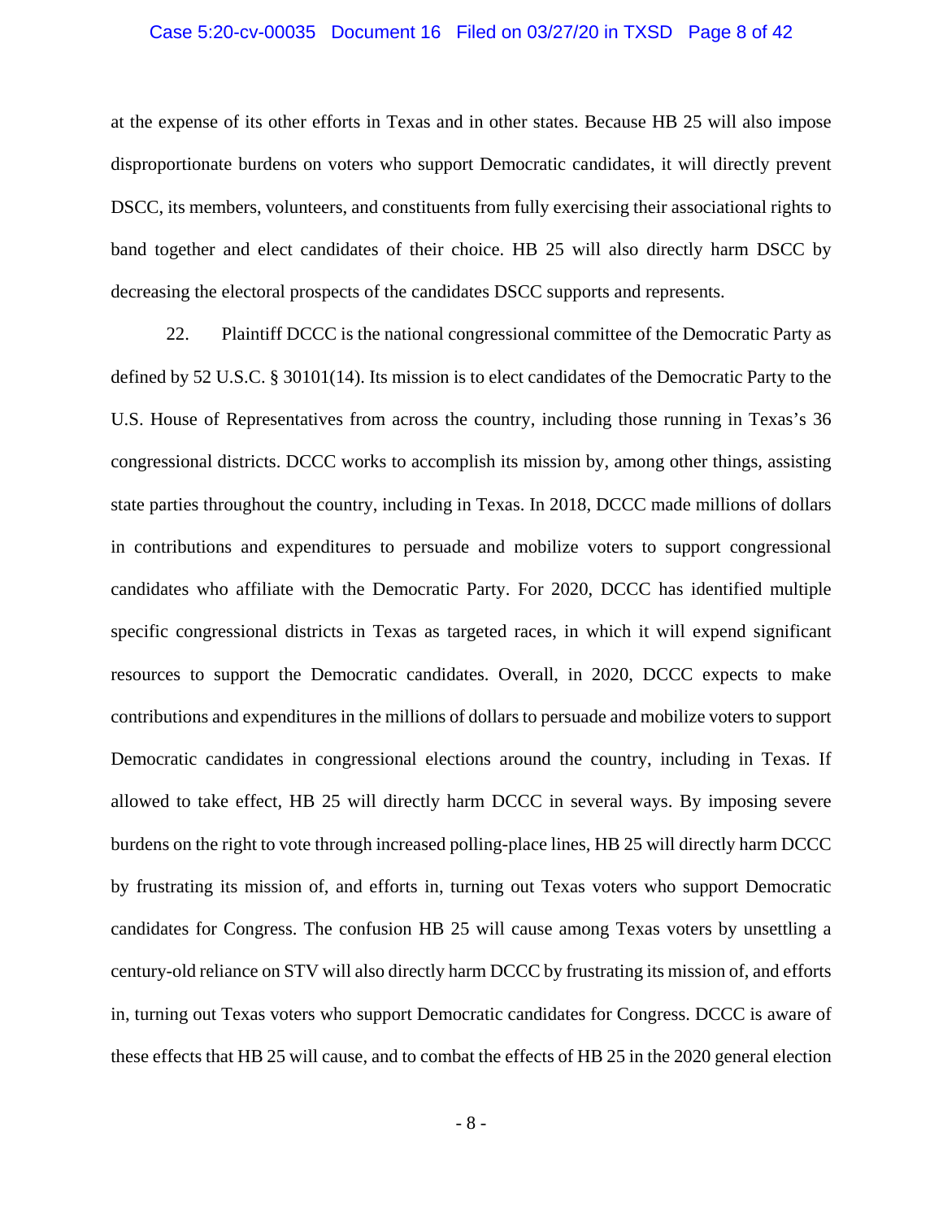at the expense of its other efforts in Texas and in other states. Because HB 25 will also impose disproportionate burdens on voters who support Democratic candidates, it will directly prevent DSCC, its members, volunteers, and constituents from fully exercising their associational rights to band together and elect candidates of their choice. HB 25 will also directly harm DSCC by decreasing the electoral prospects of the candidates DSCC supports and represents.

22. Plaintiff DCCC is the national congressional committee of the Democratic Party as defined by 52 U.S.C. § 30101(14). Its mission is to elect candidates of the Democratic Party to the U.S. House of Representatives from across the country, including those running in Texas's 36 congressional districts. DCCC works to accomplish its mission by, among other things, assisting state parties throughout the country, including in Texas. In 2018, DCCC made millions of dollars in contributions and expenditures to persuade and mobilize voters to support congressional candidates who affiliate with the Democratic Party. For 2020, DCCC has identified multiple specific congressional districts in Texas as targeted races, in which it will expend significant resources to support the Democratic candidates. Overall, in 2020, DCCC expects to make contributions and expenditures in the millions of dollars to persuade and mobilize voters to support Democratic candidates in congressional elections around the country, including in Texas. If allowed to take effect, HB 25 will directly harm DCCC in several ways. By imposing severe burdens on the right to vote through increased polling-place lines, HB 25 will directly harm DCCC by frustrating its mission of, and efforts in, turning out Texas voters who support Democratic candidates for Congress. The confusion HB 25 will cause among Texas voters by unsettling a century-old reliance on STV will also directly harm DCCC by frustrating its mission of, and efforts in, turning out Texas voters who support Democratic candidates for Congress. DCCC is aware of these effects that HB 25 will cause, and to combat the effects of HB 25 in the 2020 general election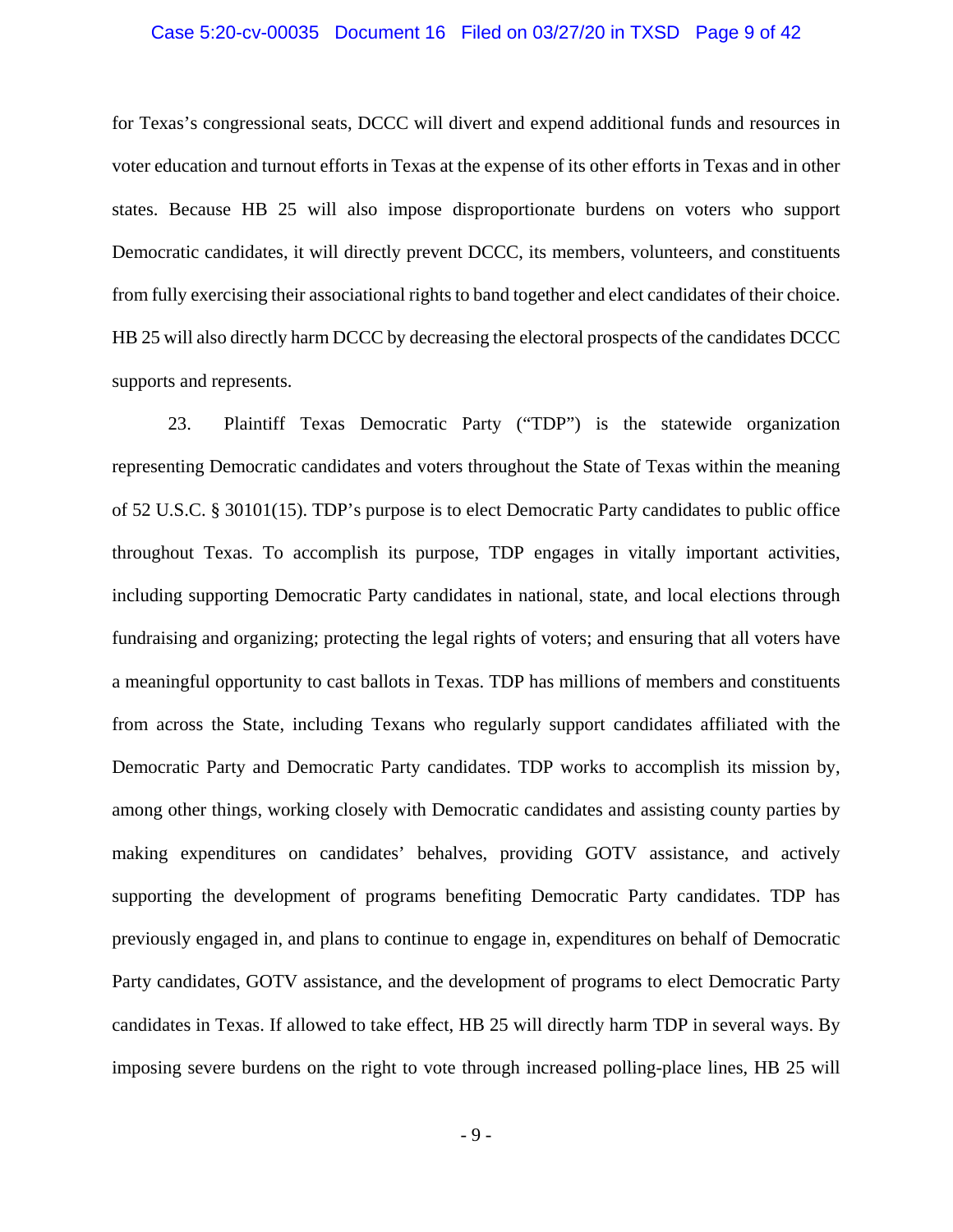for Texas's congressional seats, DCCC will divert and expend additional funds and resources in voter education and turnout efforts in Texas at the expense of its other efforts in Texas and in other states. Because HB 25 will also impose disproportionate burdens on voters who support Democratic candidates, it will directly prevent DCCC, its members, volunteers, and constituents from fully exercising their associational rights to band together and elect candidates of their choice. HB 25 will also directly harm DCCC by decreasing the electoral prospects of the candidates DCCC supports and represents.

23. Plaintiff Texas Democratic Party ("TDP") is the statewide organization representing Democratic candidates and voters throughout the State of Texas within the meaning of 52 U.S.C. § 30101(15). TDP's purpose is to elect Democratic Party candidates to public office throughout Texas. To accomplish its purpose, TDP engages in vitally important activities, including supporting Democratic Party candidates in national, state, and local elections through fundraising and organizing; protecting the legal rights of voters; and ensuring that all voters have a meaningful opportunity to cast ballots in Texas. TDP has millions of members and constituents from across the State, including Texans who regularly support candidates affiliated with the Democratic Party and Democratic Party candidates. TDP works to accomplish its mission by, among other things, working closely with Democratic candidates and assisting county parties by making expenditures on candidates' behalves, providing GOTV assistance, and actively supporting the development of programs benefiting Democratic Party candidates. TDP has previously engaged in, and plans to continue to engage in, expenditures on behalf of Democratic Party candidates, GOTV assistance, and the development of programs to elect Democratic Party candidates in Texas. If allowed to take effect, HB 25 will directly harm TDP in several ways. By imposing severe burdens on the right to vote through increased polling-place lines, HB 25 will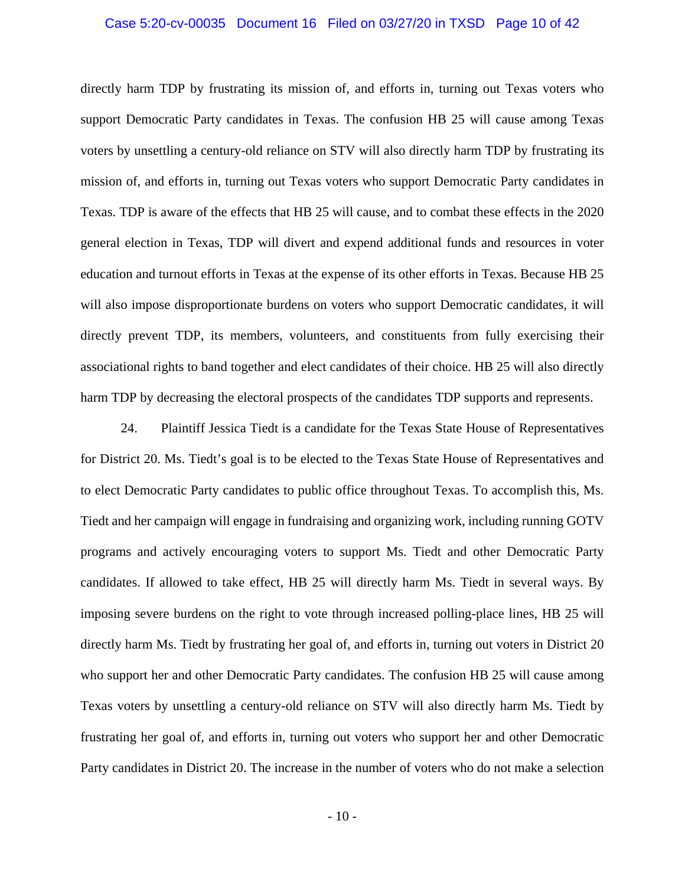directly harm TDP by frustrating its mission of, and efforts in, turning out Texas voters who support Democratic Party candidates in Texas. The confusion HB 25 will cause among Texas voters by unsettling a century-old reliance on STV will also directly harm TDP by frustrating its mission of, and efforts in, turning out Texas voters who support Democratic Party candidates in Texas. TDP is aware of the effects that HB 25 will cause, and to combat these effects in the 2020 general election in Texas, TDP will divert and expend additional funds and resources in voter education and turnout efforts in Texas at the expense of its other efforts in Texas. Because HB 25 will also impose disproportionate burdens on voters who support Democratic candidates, it will directly prevent TDP, its members, volunteers, and constituents from fully exercising their associational rights to band together and elect candidates of their choice. HB 25 will also directly harm TDP by decreasing the electoral prospects of the candidates TDP supports and represents.

24. Plaintiff Jessica Tiedt is a candidate for the Texas State House of Representatives for District 20. Ms. Tiedt's goal is to be elected to the Texas State House of Representatives and to elect Democratic Party candidates to public office throughout Texas. To accomplish this, Ms. Tiedt and her campaign will engage in fundraising and organizing work, including running GOTV programs and actively encouraging voters to support Ms. Tiedt and other Democratic Party candidates. If allowed to take effect, HB 25 will directly harm Ms. Tiedt in several ways. By imposing severe burdens on the right to vote through increased polling-place lines, HB 25 will directly harm Ms. Tiedt by frustrating her goal of, and efforts in, turning out voters in District 20 who support her and other Democratic Party candidates. The confusion HB 25 will cause among Texas voters by unsettling a century-old reliance on STV will also directly harm Ms. Tiedt by frustrating her goal of, and efforts in, turning out voters who support her and other Democratic Party candidates in District 20. The increase in the number of voters who do not make a selection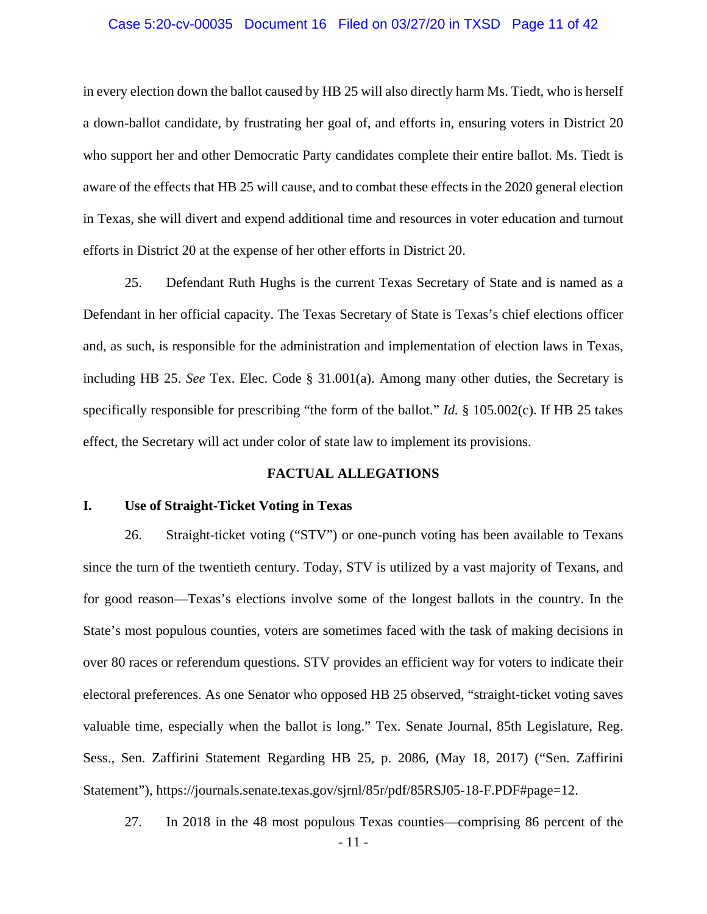in every election down the ballot caused by HB 25 will also directly harm Ms. Tiedt, who is herself a down-ballot candidate, by frustrating her goal of, and efforts in, ensuring voters in District 20 who support her and other Democratic Party candidates complete their entire ballot. Ms. Tiedt is aware of the effects that HB 25 will cause, and to combat these effects in the 2020 general election in Texas, she will divert and expend additional time and resources in voter education and turnout efforts in District 20 at the expense of her other efforts in District 20.

25. Defendant Ruth Hughs is the current Texas Secretary of State and is named as a Defendant in her official capacity. The Texas Secretary of State is Texas's chief elections officer and, as such, is responsible for the administration and implementation of election laws in Texas, including HB 25. *See* Tex. Elec. Code § 31.001(a). Among many other duties, the Secretary is specifically responsible for prescribing "the form of the ballot." *Id.* § 105.002(c). If HB 25 takes effect, the Secretary will act under color of state law to implement its provisions.

## FACTUAL ALLEGATIONS

### I. Use of Straight-Ticket Voting in Texas

26. Straight-ticket voting ("STV") or one-punch voting has been available to Texans since the turn of the twentieth century. Today, STV is utilized by a vast majority of Texans, and for good reason—Texas's elections involve some of the longest ballots in the country. In the State's most populous counties, voters are sometimes faced with the task of making decisions in over 80 races or referendum questions. STV provides an efficient way for voters to indicate their electoral preferences. As one Senator who opposed HB 25 observed, "straight-ticket voting saves valuable time, especially when the ballot is long." Tex. Senate Journal, 85th Legislature, Reg. Sess., Sen. Zaffirini Statement Regarding HB 25, p. 2086, (May 18, 2017) ("Sen. Zaffirini Statement"), https://journals.senate.texas.gov/sjrnl/85r/pdf/85RSJ05-18-F.PDF#page=12.

27. In 2018 in the 48 most populous Texas counties—comprising 86 percent of the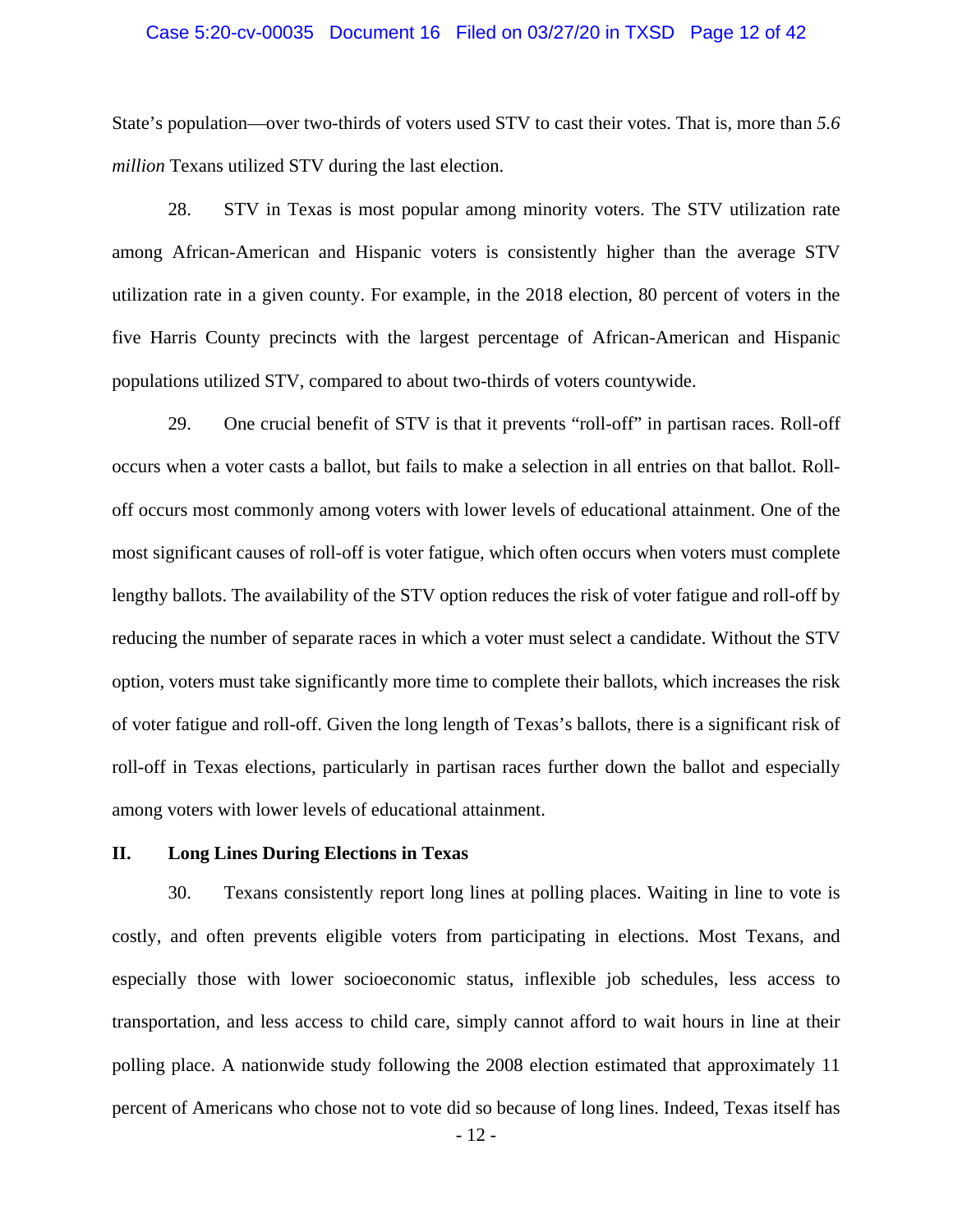State's population—over two-thirds of voters used STV to cast their votes. That is, more than *5.6 million* Texans utilized STV during the last election.

28. STV in Texas is most popular among minority voters. The STV utilization rate among African-American and Hispanic voters is consistently higher than the average STV utilization rate in a given county. For example, in the 2018 election, 80 percent of voters in the five Harris County precincts with the largest percentage of African-American and Hispanic populations utilized STV, compared to about two-thirds of voters countywide.

29. One crucial benefit of STV is that it prevents "roll-off" in partisan races. Roll-off occurs when a voter casts a ballot, but fails to make a selection in all entries on that ballot. Roll-off occurs most commonly among voters with lower levels of educational attainment. One of the most significant causes of roll-off is voter fatigue, which often occurs when voters must complete lengthy ballots. The availability of the STV option reduces the risk of voter fatigue and roll-off by reducing the number of separate races in which a voter must select a candidate. Without the STV option, voters must take significantly more time to complete their ballots, which increases the risk of voter fatigue and roll-off. Given the long length of Texas's ballots, there is a significant risk of roll-off in Texas elections, particularly in partisan races further down the ballot and especially among voters with lower levels of educational attainment.

## II. Long Lines During Elections in Texas

30. Texans consistently report long lines at polling places. Waiting in line to vote is costly, and often prevents eligible voters from participating in elections. Most Texans, and especially those with lower socioeconomic status, inflexible job schedules, less access to transportation, and less access to child care, simply cannot afford to wait hours in line at their polling place. A nationwide study following the 2008 election estimated that approximately 11 percent of Americans who chose not to vote did so because of long lines. Indeed, Texas itself has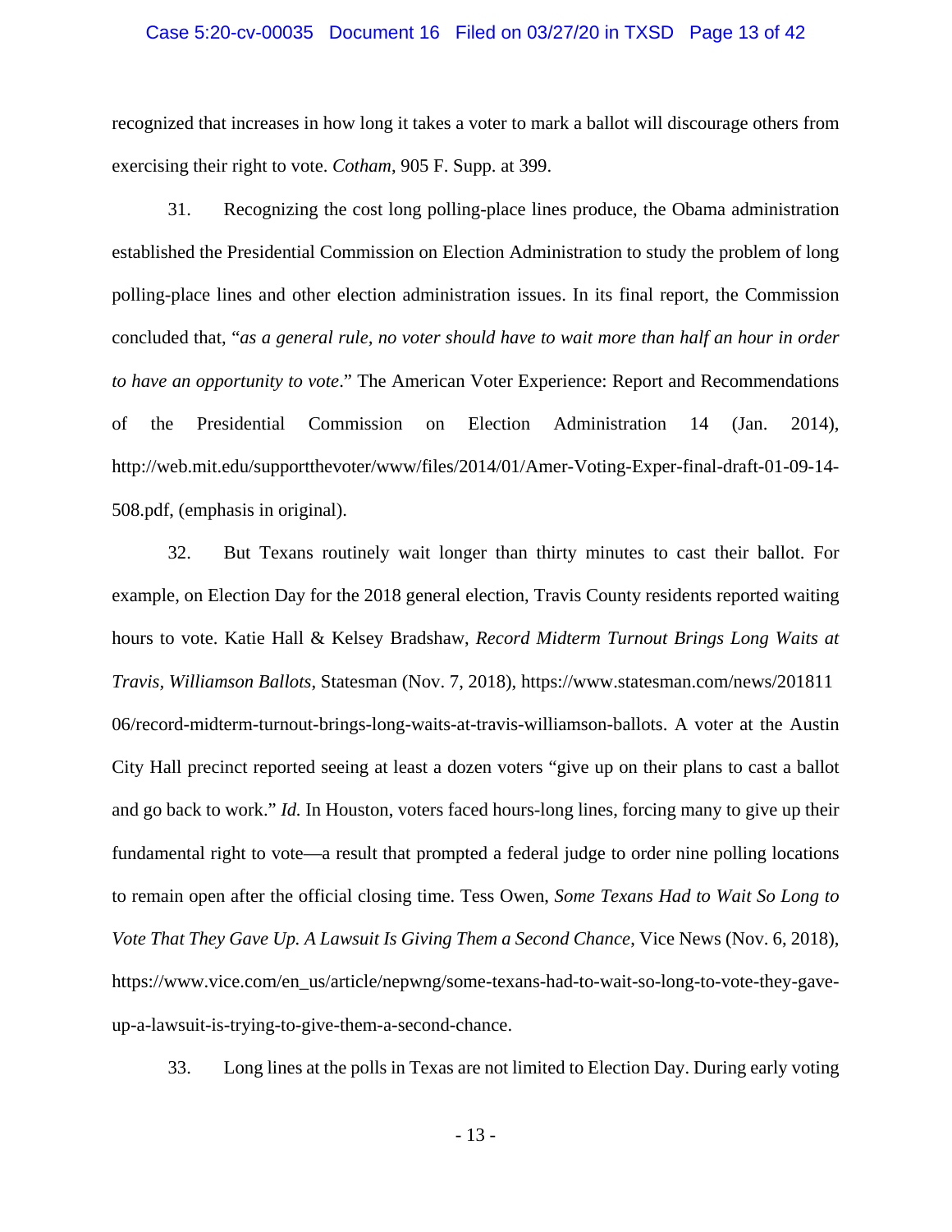recognized that increases in how long it takes a voter to mark a ballot will discourage others from exercising their right to vote. *Cotham*, 905 F. Supp. at 399.

31. Recognizing the cost long polling-place lines produce, the Obama administration established the Presidential Commission on Election Administration to study the problem of long polling-place lines and other election administration issues. In its final report, the Commission concluded that, "*as a general rule, no voter should have to wait more than half an hour in order to have an opportunity to vote*." The American Voter Experience: Report and Recommendations of the Presidential Commission on Election Administration 14 (Jan. 2014), http://web.mit.edu/supportthevoter/www/files/2014/01/Amer-Voting-Exper-final-draft-01-09-14-508.pdf, (emphasis in original).

32. But Texans routinely wait longer than thirty minutes to cast their ballot. For example, on Election Day for the 2018 general election, Travis County residents reported waiting hours to vote. Katie Hall & Kelsey Bradshaw, *Record Midterm Turnout Brings Long Waits at Travis, Williamson Ballots*, Statesman (Nov. 7, 2018), https://www.statesman.com/news/20181106/record-midterm-turnout-brings-long-waits-at-travis-williamson-ballots. A voter at the Austin City Hall precinct reported seeing at least a dozen voters "give up on their plans to cast a ballot and go back to work." *Id.* In Houston, voters faced hours-long lines, forcing many to give up their fundamental right to vote—a result that prompted a federal judge to order nine polling locations to remain open after the official closing time. Tess Owen, *Some Texans Had to Wait So Long to Vote That They Gave Up. A Lawsuit Is Giving Them a Second Chance*, Vice News (Nov. 6, 2018), https://www.vice.com/en_us/article/nepwng/some-texans-had-to-wait-so-long-to-vote-they-gave-up-a-lawsuit-is-trying-to-give-them-a-second-chance.

33. Long lines at the polls in Texas are not limited to Election Day. During early voting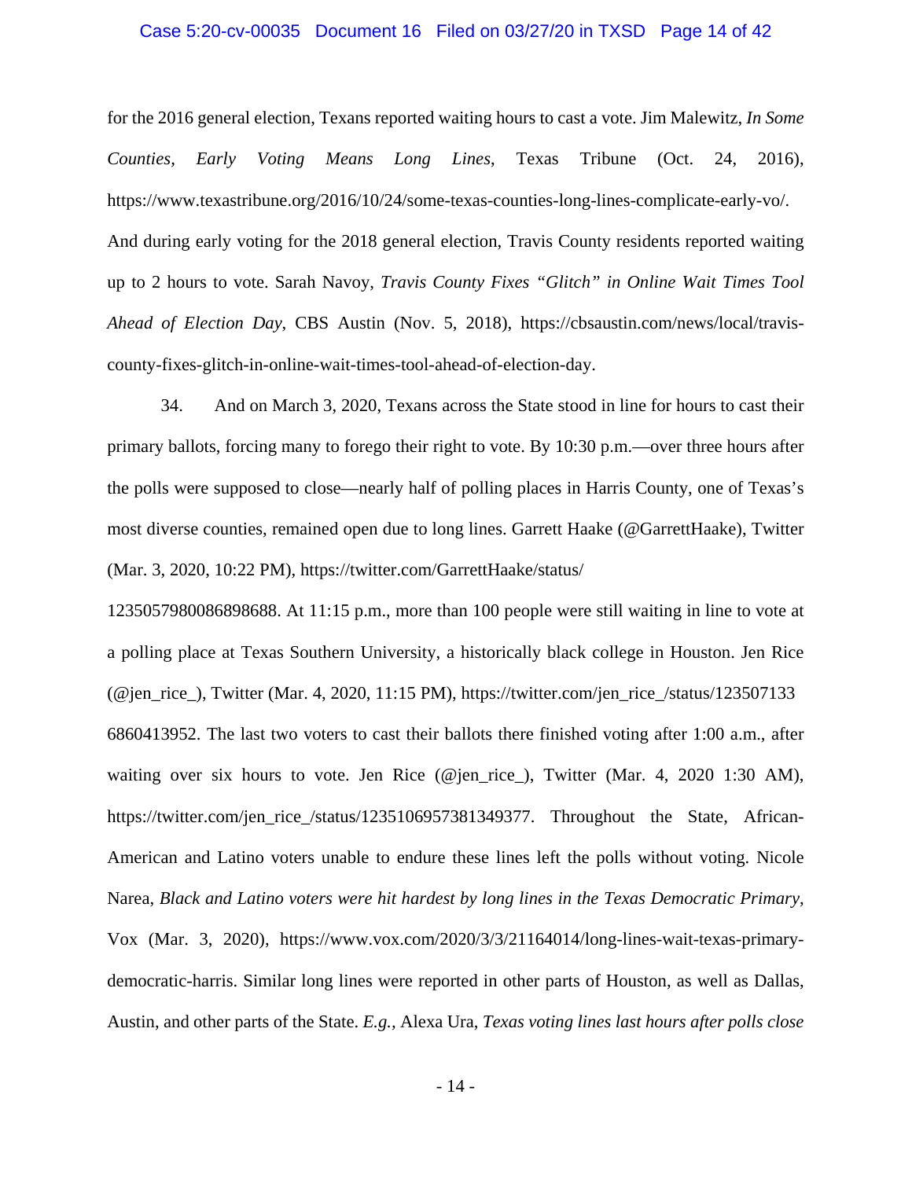for the 2016 general election, Texans reported waiting hours to cast a vote. Jim Malewitz, *In Some Counties, Early Voting Means Long Lines*, Texas Tribune (Oct. 24, 2016), https://www.texastribune.org/2016/10/24/some-texas-counties-long-lines-complicate-early-vo/. And during early voting for the 2018 general election, Travis County residents reported waiting up to 2 hours to vote. Sarah Navoy, *Travis County Fixes "Glitch" in Online Wait Times Tool Ahead of Election Day*, CBS Austin (Nov. 5, 2018), https://cbsaustin.com/news/local/travis-county-fixes-glitch-in-online-wait-times-tool-ahead-of-election-day.

34. And on March 3, 2020, Texans across the State stood in line for hours to cast their primary ballots, forcing many to forego their right to vote. By 10:30 p.m.—over three hours after the polls were supposed to close—nearly half of polling places in Harris County, one of Texas's most diverse counties, remained open due to long lines. Garrett Haake (@GarrettHaake), Twitter (Mar. 3, 2020, 10:22 PM), https://twitter.com/GarrettHaake/status/1235057980086898688. At 11:15 p.m., more than 100 people were still waiting in line to vote at a polling place at Texas Southern University, a historically black college in Houston. Jen Rice (@jen_rice_), Twitter (Mar. 4, 2020, 11:15 PM), https://twitter.com/jen_rice_/status/1235071336860413952. The last two voters to cast their ballots there finished voting after 1:00 a.m., after waiting over six hours to vote. Jen Rice (@jen_rice_), Twitter (Mar. 4, 2020 1:30 AM), https://twitter.com/jen_rice_/status/1235106957381349377. Throughout the State, African-American and Latino voters unable to endure these lines left the polls without voting. Nicole Narea, *Black and Latino voters were hit hardest by long lines in the Texas Democratic Primary*, Vox (Mar. 3, 2020), https://www.vox.com/2020/3/3/21164014/long-lines-wait-texas-primary-democratic-harris. Similar long lines were reported in other parts of Houston, as well as Dallas, Austin, and other parts of the State. *E.g.*, Alexa Ura, *Texas voting lines last hours after polls close*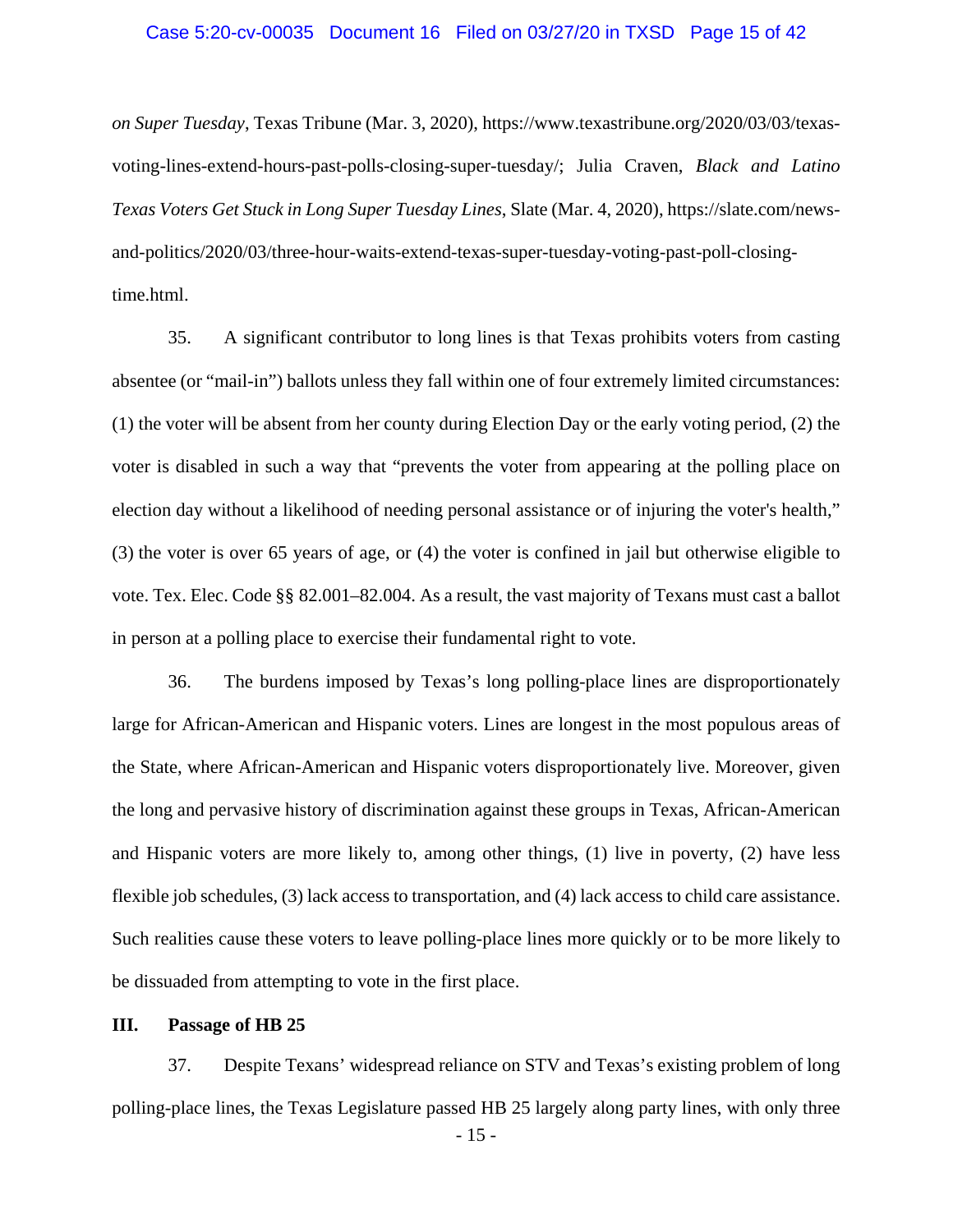*on Super Tuesday*, Texas Tribune (Mar. 3, 2020), https://www.texastribune.org/2020/03/03/texas-voting-lines-extend-hours-past-polls-closing-super-tuesday/; Julia Craven, *Black and Latino Texas Voters Get Stuck in Long Super Tuesday Lines*, Slate (Mar. 4, 2020), https://slate.com/news-and-politics/2020/03/three-hour-waits-extend-texas-super-tuesday-voting-past-poll-closing-time.html.

35. A significant contributor to long lines is that Texas prohibits voters from casting absentee (or "mail-in") ballots unless they fall within one of four extremely limited circumstances: (1) the voter will be absent from her county during Election Day or the early voting period, (2) the voter is disabled in such a way that "prevents the voter from appearing at the polling place on election day without a likelihood of needing personal assistance or of injuring the voter's health," (3) the voter is over 65 years of age, or (4) the voter is confined in jail but otherwise eligible to vote. Tex. Elec. Code §§ 82.001–82.004. As a result, the vast majority of Texans must cast a ballot in person at a polling place to exercise their fundamental right to vote.

36. The burdens imposed by Texas's long polling-place lines are disproportionately large for African-American and Hispanic voters. Lines are longest in the most populous areas of the State, where African-American and Hispanic voters disproportionately live. Moreover, given the long and pervasive history of discrimination against these groups in Texas, African-American and Hispanic voters are more likely to, among other things, (1) live in poverty, (2) have less flexible job schedules, (3) lack access to transportation, and (4) lack access to child care assistance. Such realities cause these voters to leave polling-place lines more quickly or to be more likely to be dissuaded from attempting to vote in the first place.

## III. Passage of HB 25

37. Despite Texans' widespread reliance on STV and Texas's existing problem of long polling-place lines, the Texas Legislature passed HB 25 largely along party lines, with only three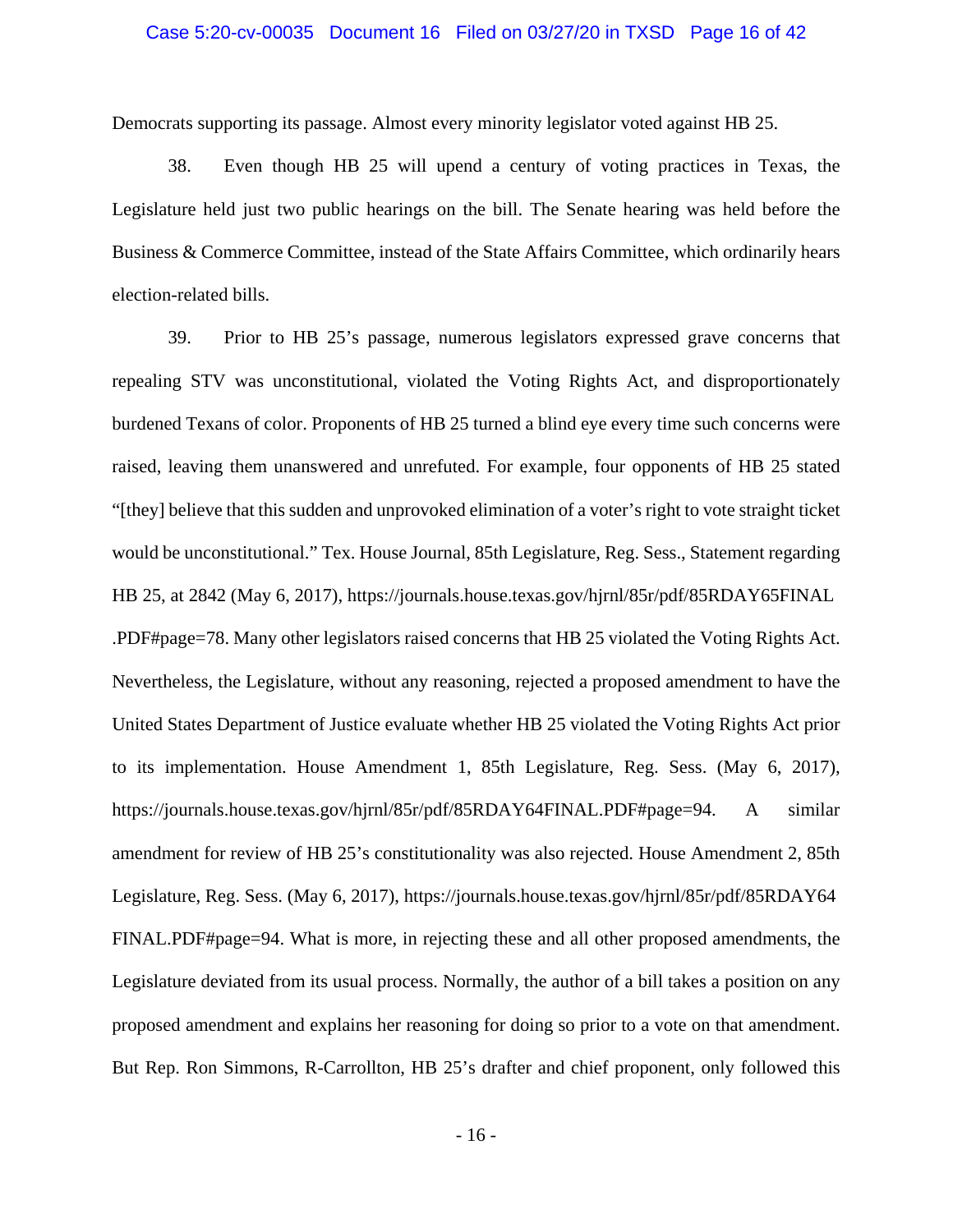Democrats supporting its passage. Almost every minority legislator voted against HB 25.

38. Even though HB 25 will upend a century of voting practices in Texas, the Legislature held just two public hearings on the bill. The Senate hearing was held before the Business & Commerce Committee, instead of the State Affairs Committee, which ordinarily hears election-related bills.

39. Prior to HB 25's passage, numerous legislators expressed grave concerns that repealing STV was unconstitutional, violated the Voting Rights Act, and disproportionately burdened Texans of color. Proponents of HB 25 turned a blind eye every time such concerns were raised, leaving them unanswered and unrefuted. For example, four opponents of HB 25 stated "[they] believe that this sudden and unprovoked elimination of a voter's right to vote straight ticket would be unconstitutional." Tex. House Journal, 85th Legislature, Reg. Sess., Statement regarding HB 25, at 2842 (May 6, 2017), https://journals.house.texas.gov/hjrnl/85r/pdf/85RDAY65FINAL.PDF#page=78. Many other legislators raised concerns that HB 25 violated the Voting Rights Act. Nevertheless, the Legislature, without any reasoning, rejected a proposed amendment to have the United States Department of Justice evaluate whether HB 25 violated the Voting Rights Act prior to its implementation. House Amendment 1, 85th Legislature, Reg. Sess. (May 6, 2017), https://journals.house.texas.gov/hjrnl/85r/pdf/85RDAY64FINAL.PDF#page=94. A similar amendment for review of HB 25's constitutionality was also rejected. House Amendment 2, 85th Legislature, Reg. Sess. (May 6, 2017), https://journals.house.texas.gov/hjrnl/85r/pdf/85RDAY64FINAL.PDF#page=94. What is more, in rejecting these and all other proposed amendments, the Legislature deviated from its usual process. Normally, the author of a bill takes a position on any proposed amendment and explains her reasoning for doing so prior to a vote on that amendment. But Rep. Ron Simmons, R-Carrollton, HB 25's drafter and chief proponent, only followed this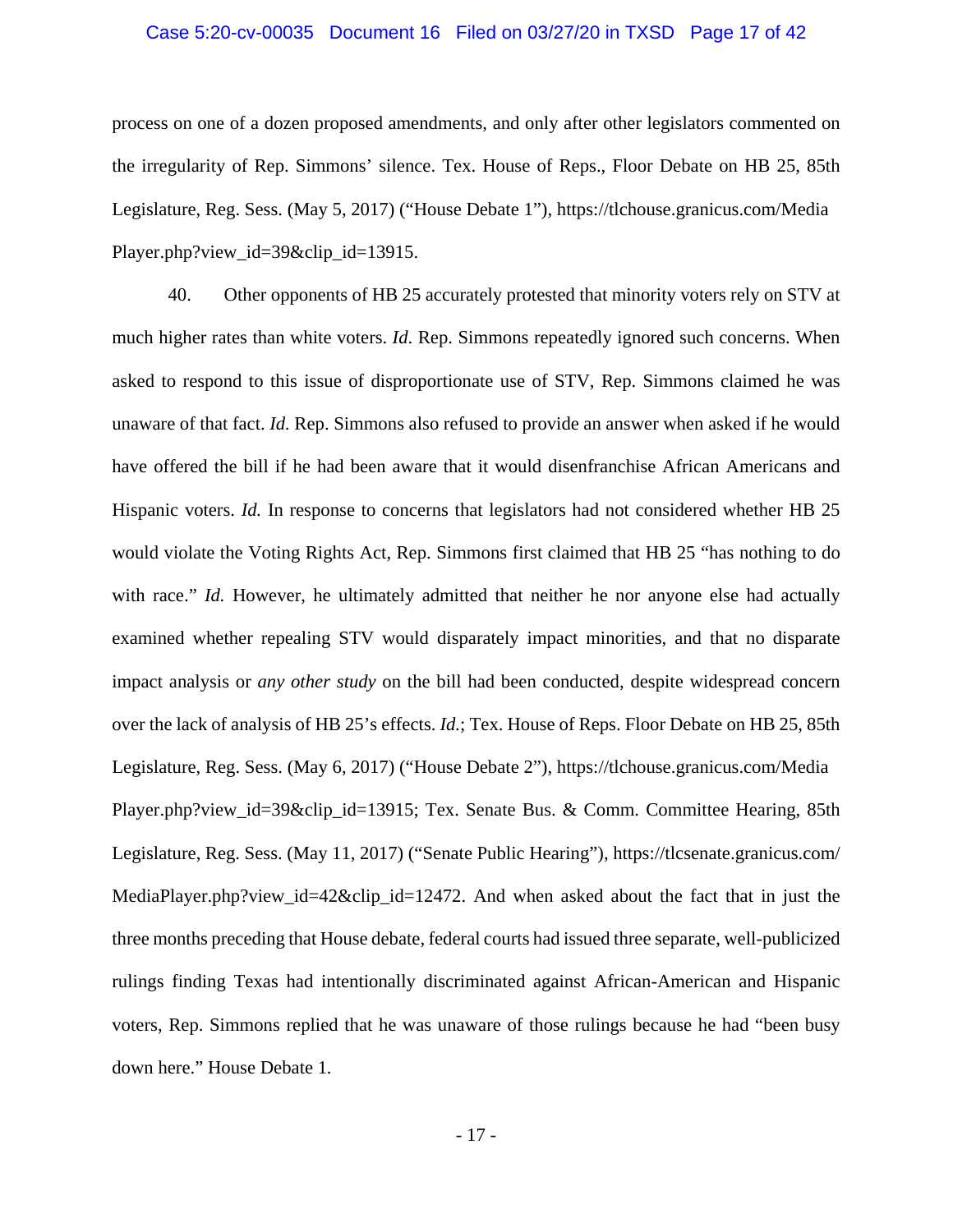process on one of a dozen proposed amendments, and only after other legislators commented on the irregularity of Rep. Simmons' silence. Tex. House of Reps., Floor Debate on HB 25, 85th Legislature, Reg. Sess. (May 5, 2017) ("House Debate 1"), https://tlchouse.granicus.com/MediaPlayer.php?view_id=39&clip_id=13915.

40. Other opponents of HB 25 accurately protested that minority voters rely on STV at much higher rates than white voters. *Id*. Rep. Simmons repeatedly ignored such concerns. When asked to respond to this issue of disproportionate use of STV, Rep. Simmons claimed he was unaware of that fact. *Id.* Rep. Simmons also refused to provide an answer when asked if he would have offered the bill if he had been aware that it would disenfranchise African Americans and Hispanic voters. *Id.* In response to concerns that legislators had not considered whether HB 25 would violate the Voting Rights Act, Rep. Simmons first claimed that HB 25 "has nothing to do with race." *Id.* However, he ultimately admitted that neither he nor anyone else had actually examined whether repealing STV would disparately impact minorities, and that no disparate impact analysis or *any other study* on the bill had been conducted, despite widespread concern over the lack of analysis of HB 25's effects. *Id.*; Tex. House of Reps. Floor Debate on HB 25, 85th Legislature, Reg. Sess. (May 6, 2017) ("House Debate 2"), https://tlchouse.granicus.com/MediaPlayer.php?view_id=39&clip_id=13915; Tex. Senate Bus. & Comm. Committee Hearing, 85th Legislature, Reg. Sess. (May 11, 2017) ("Senate Public Hearing"), https://tlcsenate.granicus.com/MediaPlayer.php?view_id=42&clip_id=12472. And when asked about the fact that in just the three months preceding that House debate, federal courts had issued three separate, well-publicized rulings finding Texas had intentionally discriminated against African-American and Hispanic voters, Rep. Simmons replied that he was unaware of those rulings because he had "been busy down here." House Debate 1.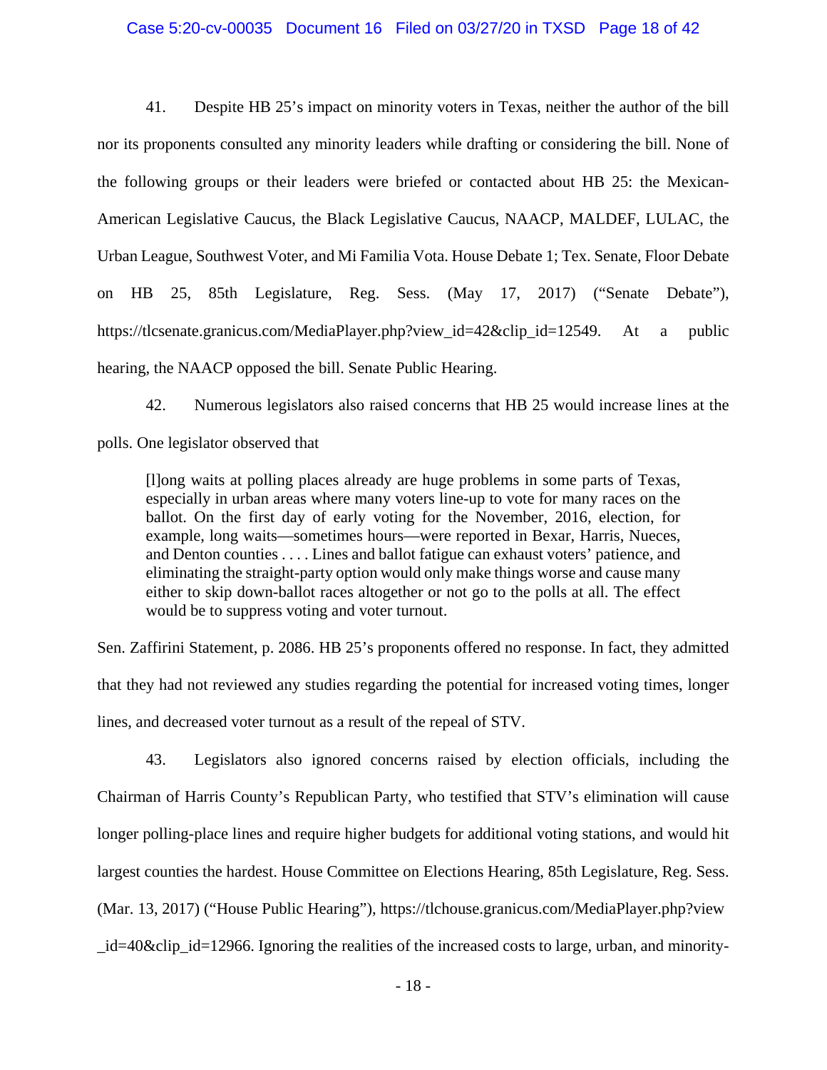41. Despite HB 25's impact on minority voters in Texas, neither the author of the bill nor its proponents consulted any minority leaders while drafting or considering the bill. None of the following groups or their leaders were briefed or contacted about HB 25: the Mexican-American Legislative Caucus, the Black Legislative Caucus, NAACP, MALDEF, LULAC, the Urban League, Southwest Voter, and Mi Familia Vota. House Debate 1; Tex. Senate, Floor Debate on HB 25, 85th Legislature, Reg. Sess. (May 17, 2017) ("Senate Debate"), https://tlcsenate.granicus.com/MediaPlayer.php?view_id=42&clip_id=12549. At a public hearing, the NAACP opposed the bill. Senate Public Hearing.

42. Numerous legislators also raised concerns that HB 25 would increase lines at the polls. One legislator observed that

> [l]ong waits at polling places already are huge problems in some parts of Texas, especially in urban areas where many voters line-up to vote for many races on the ballot. On the first day of early voting for the November, 2016, election, for example, long waits—sometimes hours—were reported in Bexar, Harris, Nueces, and Denton counties . . . . Lines and ballot fatigue can exhaust voters' patience, and eliminating the straight-party option would only make things worse and cause many either to skip down-ballot races altogether or not go to the polls at all. The effect would be to suppress voting and voter turnout.

Sen. Zaffirini Statement, p. 2086. HB 25's proponents offered no response. In fact, they admitted that they had not reviewed any studies regarding the potential for increased voting times, longer lines, and decreased voter turnout as a result of the repeal of STV.

43. Legislators also ignored concerns raised by election officials, including the Chairman of Harris County's Republican Party, who testified that STV's elimination will cause longer polling-place lines and require higher budgets for additional voting stations, and would hit largest counties the hardest. House Committee on Elections Hearing, 85th Legislature, Reg. Sess. (Mar. 13, 2017) ("House Public Hearing"), https://tlchouse.granicus.com/MediaPlayer.php?view_id=40&clip_id=12966. Ignoring the realities of the increased costs to large, urban, and minority-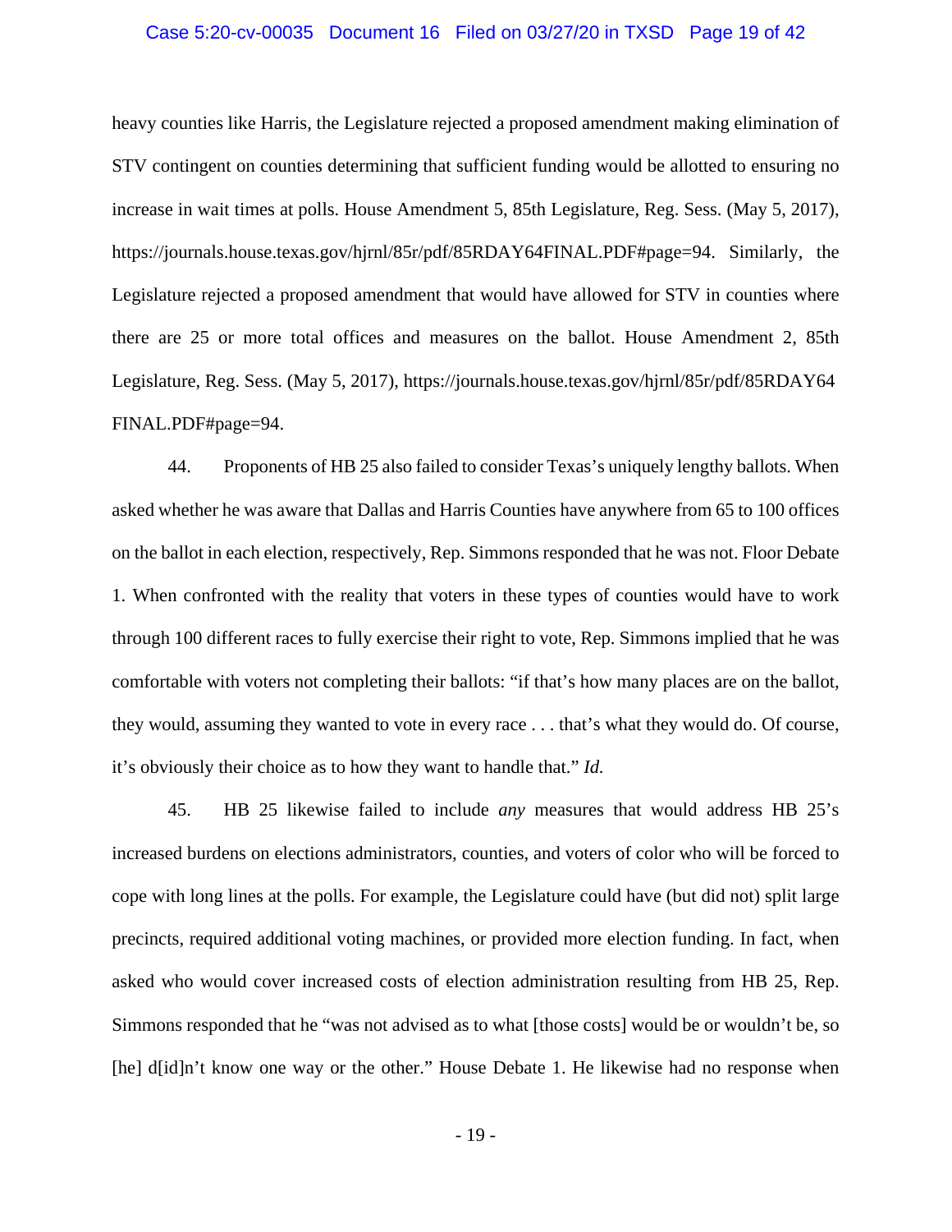heavy counties like Harris, the Legislature rejected a proposed amendment making elimination of STV contingent on counties determining that sufficient funding would be allotted to ensuring no increase in wait times at polls. House Amendment 5, 85th Legislature, Reg. Sess. (May 5, 2017), https://journals.house.texas.gov/hjrnl/85r/pdf/85RDAY64FINAL.PDF#page=94. Similarly, the Legislature rejected a proposed amendment that would have allowed for STV in counties where there are 25 or more total offices and measures on the ballot. House Amendment 2, 85th Legislature, Reg. Sess. (May 5, 2017), https://journals.house.texas.gov/hjrnl/85r/pdf/85RDAY64 FINAL.PDF#page=94.

44. Proponents of HB 25 also failed to consider Texas's uniquely lengthy ballots. When asked whether he was aware that Dallas and Harris Counties have anywhere from 65 to 100 offices on the ballot in each election, respectively, Rep. Simmons responded that he was not. Floor Debate 1. When confronted with the reality that voters in these types of counties would have to work through 100 different races to fully exercise their right to vote, Rep. Simmons implied that he was comfortable with voters not completing their ballots: "if that's how many places are on the ballot, they would, assuming they wanted to vote in every race . . . that's what they would do. Of course, it's obviously their choice as to how they want to handle that." *Id.*

45. HB 25 likewise failed to include *any* measures that would address HB 25's increased burdens on elections administrators, counties, and voters of color who will be forced to cope with long lines at the polls. For example, the Legislature could have (but did not) split large precincts, required additional voting machines, or provided more election funding. In fact, when asked who would cover increased costs of election administration resulting from HB 25, Rep. Simmons responded that he "was not advised as to what [those costs] would be or wouldn't be, so [he] d[id]n't know one way or the other." House Debate 1. He likewise had no response when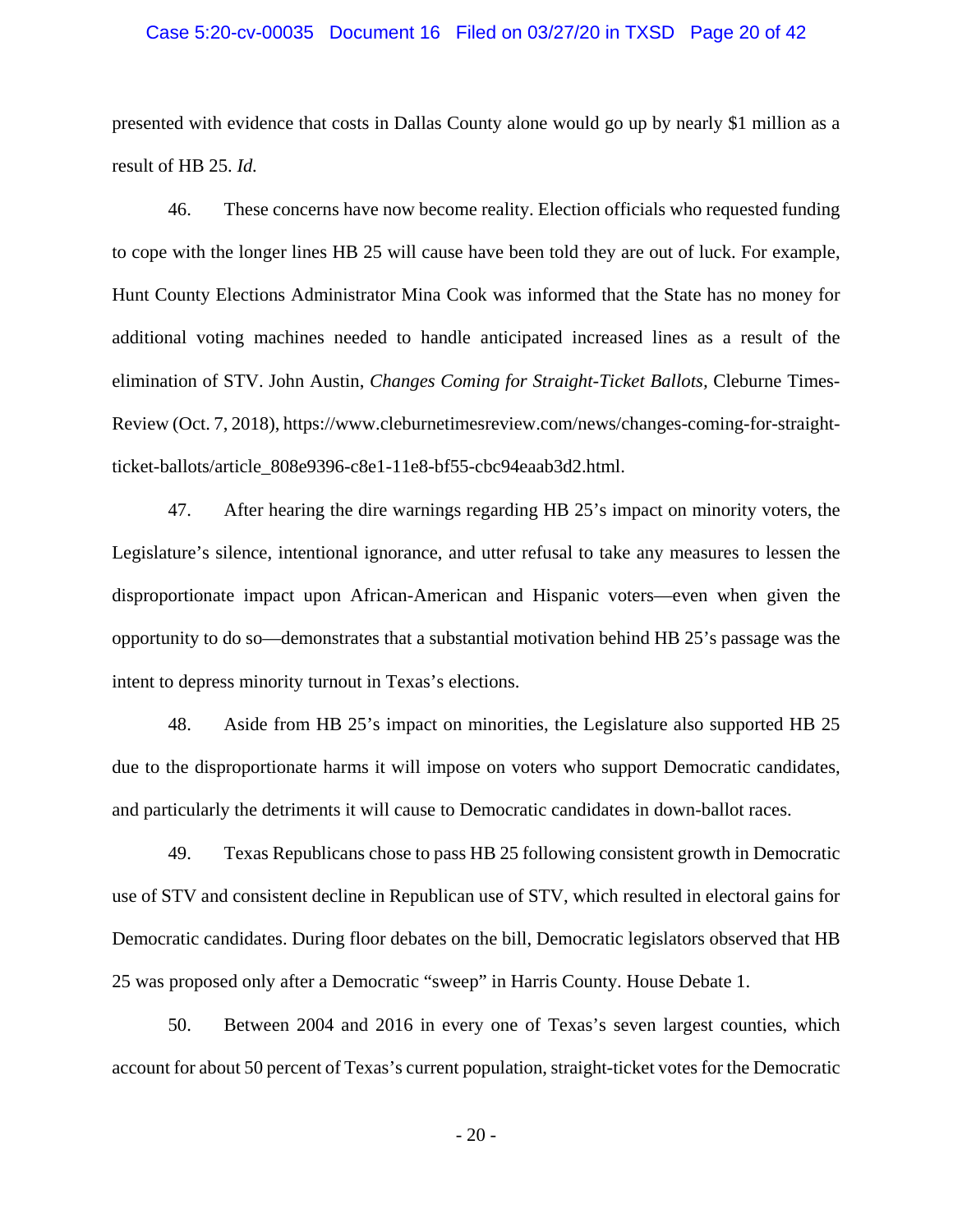presented with evidence that costs in Dallas County alone would go up by nearly $1 million as a result of HB 25. *Id.*

46. These concerns have now become reality. Election officials who requested funding to cope with the longer lines HB 25 will cause have been told they are out of luck. For example, Hunt County Elections Administrator Mina Cook was informed that the State has no money for additional voting machines needed to handle anticipated increased lines as a result of the elimination of STV. John Austin, *Changes Coming for Straight-Ticket Ballots*, Cleburne Times-Review (Oct. 7, 2018), https://www.cleburnetimesreview.com/news/changes-coming-for-straight-ticket-ballots/article_808e9396-c8e1-11e8-bf55-cbc94eaab3d2.html.

47. After hearing the dire warnings regarding HB 25's impact on minority voters, the Legislature's silence, intentional ignorance, and utter refusal to take any measures to lessen the disproportionate impact upon African-American and Hispanic voters—even when given the opportunity to do so—demonstrates that a substantial motivation behind HB 25's passage was the intent to depress minority turnout in Texas's elections.

48. Aside from HB 25's impact on minorities, the Legislature also supported HB 25 due to the disproportionate harms it will impose on voters who support Democratic candidates, and particularly the detriments it will cause to Democratic candidates in down-ballot races.

49. Texas Republicans chose to pass HB 25 following consistent growth in Democratic use of STV and consistent decline in Republican use of STV, which resulted in electoral gains for Democratic candidates. During floor debates on the bill, Democratic legislators observed that HB 25 was proposed only after a Democratic "sweep" in Harris County. House Debate 1.

50. Between 2004 and 2016 in every one of Texas's seven largest counties, which account for about 50 percent of Texas's current population, straight-ticket votes for the Democratic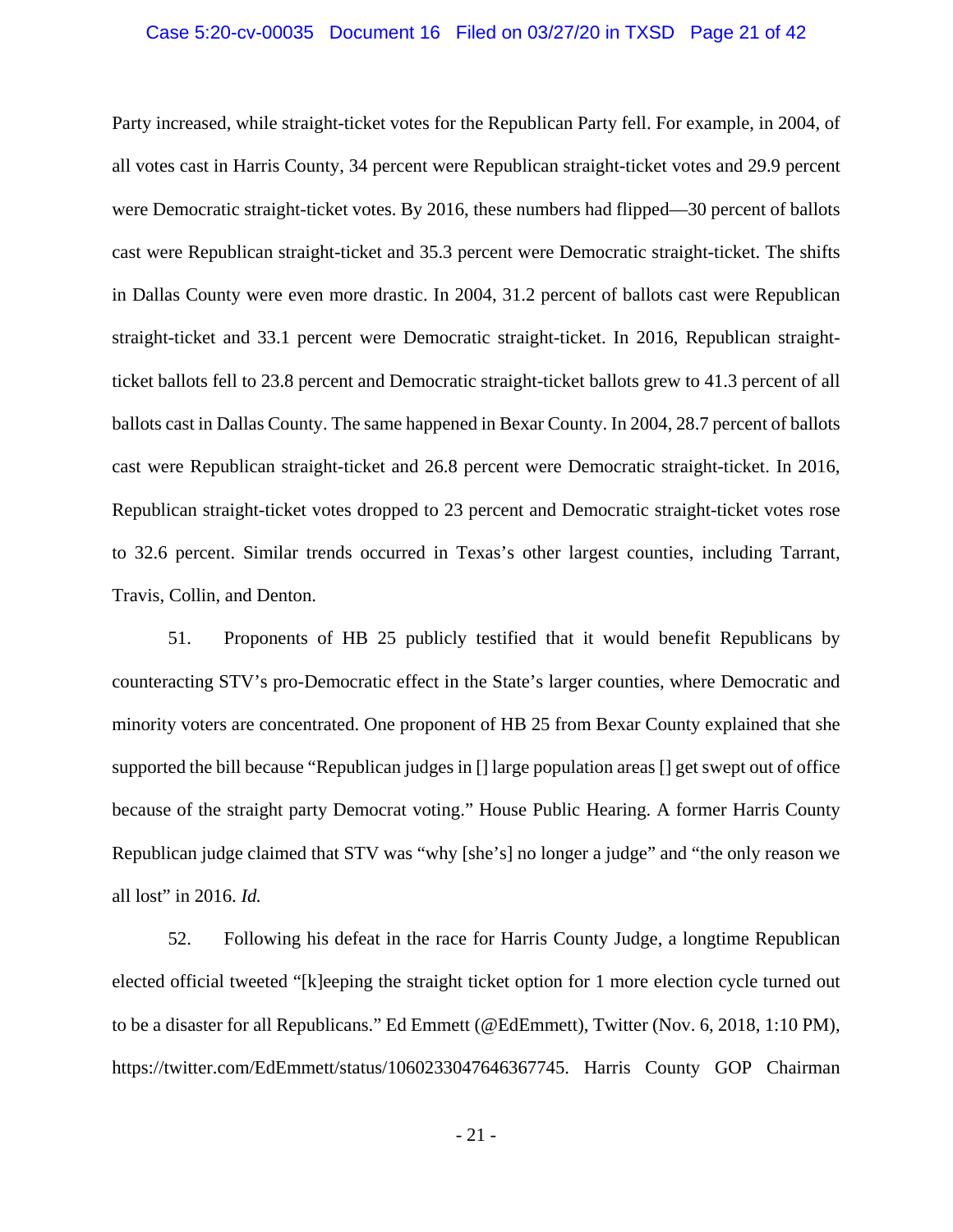Party increased, while straight-ticket votes for the Republican Party fell. For example, in 2004, of all votes cast in Harris County, 34 percent were Republican straight-ticket votes and 29.9 percent were Democratic straight-ticket votes. By 2016, these numbers had flipped—30 percent of ballots cast were Republican straight-ticket and 35.3 percent were Democratic straight-ticket. The shifts in Dallas County were even more drastic. In 2004, 31.2 percent of ballots cast were Republican straight-ticket and 33.1 percent were Democratic straight-ticket. In 2016, Republican straight-ticket ballots fell to 23.8 percent and Democratic straight-ticket ballots grew to 41.3 percent of all ballots cast in Dallas County. The same happened in Bexar County. In 2004, 28.7 percent of ballots cast were Republican straight-ticket and 26.8 percent were Democratic straight-ticket. In 2016, Republican straight-ticket votes dropped to 23 percent and Democratic straight-ticket votes rose to 32.6 percent. Similar trends occurred in Texas's other largest counties, including Tarrant, Travis, Collin, and Denton.

51. Proponents of HB 25 publicly testified that it would benefit Republicans by counteracting STV's pro-Democratic effect in the State's larger counties, where Democratic and minority voters are concentrated. One proponent of HB 25 from Bexar County explained that she supported the bill because "Republican judges in [] large population areas [] get swept out of office because of the straight party Democrat voting." House Public Hearing. A former Harris County Republican judge claimed that STV was "why [she's] no longer a judge" and "the only reason we all lost" in 2016. *Id.*

52. Following his defeat in the race for Harris County Judge, a longtime Republican elected official tweeted "[k]eeping the straight ticket option for 1 more election cycle turned out to be a disaster for all Republicans." Ed Emmett (@EdEmmett), Twitter (Nov. 6, 2018, 1:10 PM), https://twitter.com/EdEmmett/status/1060233047646367745. Harris County GOP Chairman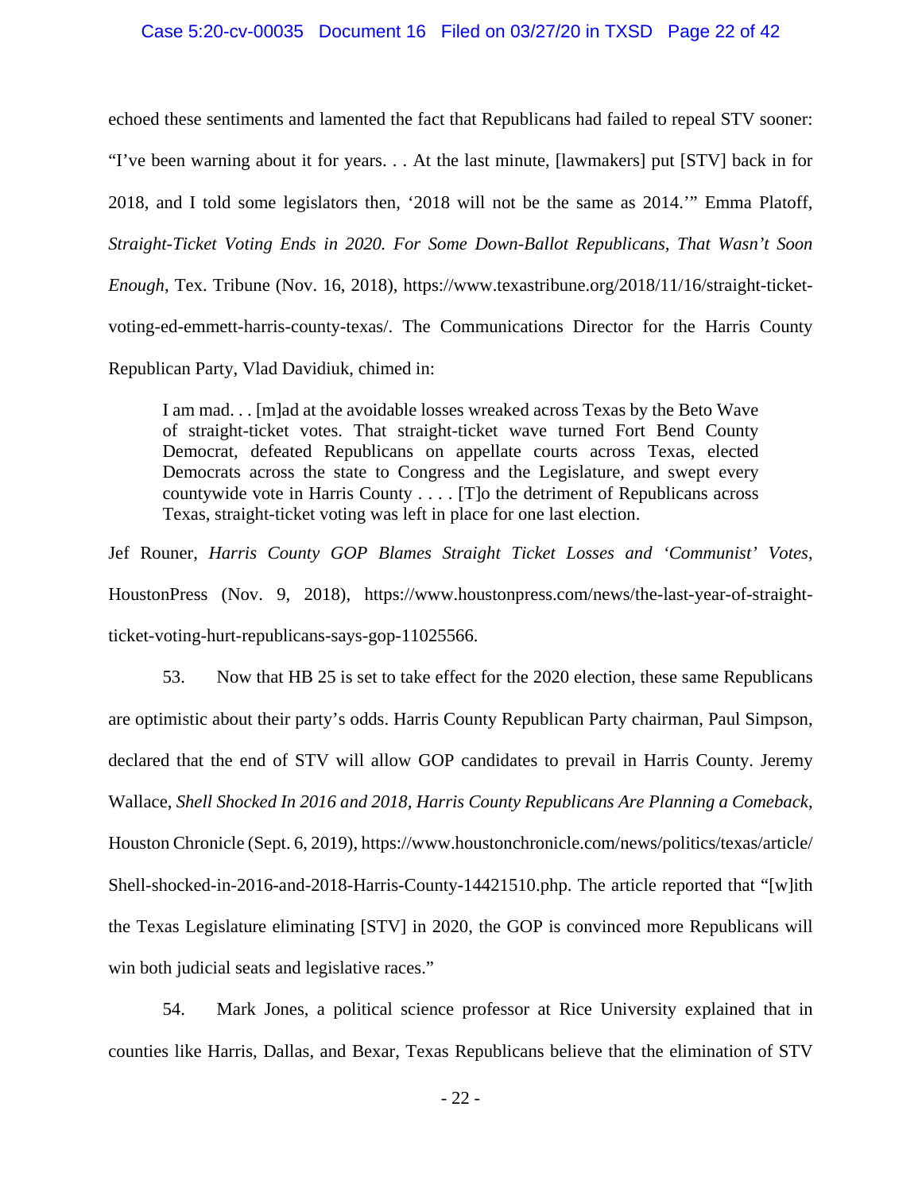echoed these sentiments and lamented the fact that Republicans had failed to repeal STV sooner: "I've been warning about it for years. . . At the last minute, [lawmakers] put [STV] back in for 2018, and I told some legislators then, '2018 will not be the same as 2014.'" Emma Platoff, *Straight-Ticket Voting Ends in 2020. For Some Down-Ballot Republicans, That Wasn't Soon Enough*, Tex. Tribune (Nov. 16, 2018), https://www.texastribune.org/2018/11/16/straight-ticket-voting-ed-emmett-harris-county-texas/. The Communications Director for the Harris County Republican Party, Vlad Davidiuk, chimed in:

> I am mad. . . [m]ad at the avoidable losses wreaked across Texas by the Beto Wave of straight-ticket votes. That straight-ticket wave turned Fort Bend County Democrat, defeated Republicans on appellate courts across Texas, elected Democrats across the state to Congress and the Legislature, and swept every countywide vote in Harris County . . . . [T]o the detriment of Republicans across Texas, straight-ticket voting was left in place for one last election.

Jef Rouner, *Harris County GOP Blames Straight Ticket Losses and 'Communist' Votes*, HoustonPress (Nov. 9, 2018), https://www.houstonpress.com/news/the-last-year-of-straight-ticket-voting-hurt-republicans-says-gop-11025566.

53. Now that HB 25 is set to take effect for the 2020 election, these same Republicans are optimistic about their party's odds. Harris County Republican Party chairman, Paul Simpson, declared that the end of STV will allow GOP candidates to prevail in Harris County. Jeremy Wallace, *Shell Shocked In 2016 and 2018, Harris County Republicans Are Planning a Comeback*, Houston Chronicle (Sept. 6, 2019), https://www.houstonchronicle.com/news/politics/texas/article/Shell-shocked-in-2016-and-2018-Harris-County-14421510.php. The article reported that "[w]ith the Texas Legislature eliminating [STV] in 2020, the GOP is convinced more Republicans will win both judicial seats and legislative races."

54. Mark Jones, a political science professor at Rice University explained that in counties like Harris, Dallas, and Bexar, Texas Republicans believe that the elimination of STV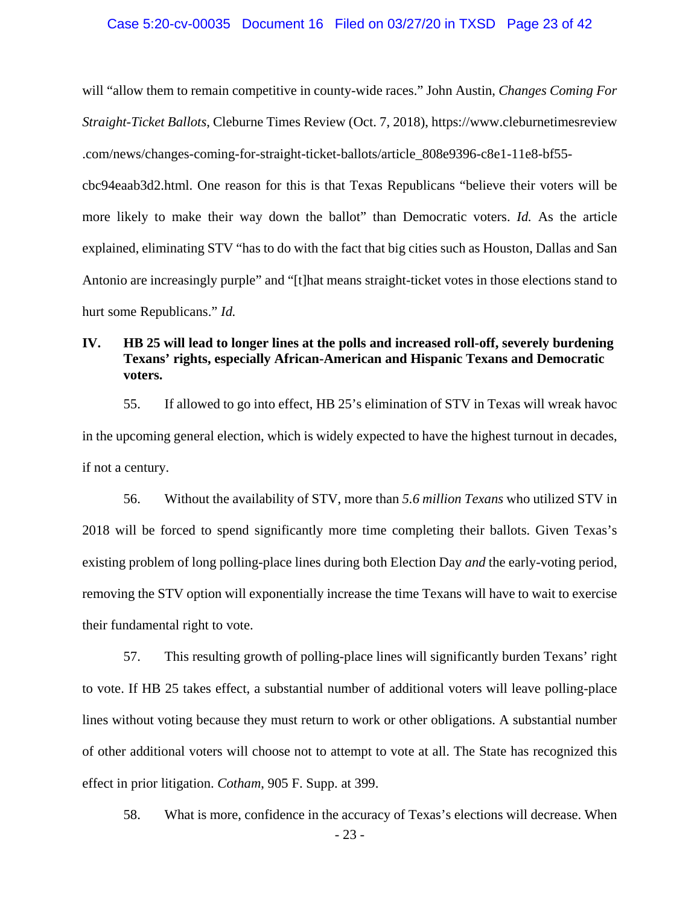will "allow them to remain competitive in county-wide races." John Austin, *Changes Coming For Straight-Ticket Ballots*, Cleburne Times Review (Oct. 7, 2018), https://www.cleburnetimesreview.com/news/changes-coming-for-straight-ticket-ballots/article_808e9396-c8e1-11e8-bf55-cbc94eaab3d2.html. One reason for this is that Texas Republicans "believe their voters will be more likely to make their way down the ballot" than Democratic voters. *Id.* As the article explained, eliminating STV "has to do with the fact that big cities such as Houston, Dallas and San Antonio are increasingly purple" and "[t]hat means straight-ticket votes in those elections stand to hurt some Republicans." *Id.*

## IV. HB 25 will lead to longer lines at the polls and increased roll-off, severely burdening Texans' rights, especially African-American and Hispanic Texans and Democratic voters.

55. If allowed to go into effect, HB 25's elimination of STV in Texas will wreak havoc in the upcoming general election, which is widely expected to have the highest turnout in decades, if not a century.

56. Without the availability of STV, more than *5.6 million Texans* who utilized STV in 2018 will be forced to spend significantly more time completing their ballots. Given Texas's existing problem of long polling-place lines during both Election Day *and* the early-voting period, removing the STV option will exponentially increase the time Texans will have to wait to exercise their fundamental right to vote.

57. This resulting growth of polling-place lines will significantly burden Texans' right to vote. If HB 25 takes effect, a substantial number of additional voters will leave polling-place lines without voting because they must return to work or other obligations. A substantial number of other additional voters will choose not to attempt to vote at all. The State has recognized this effect in prior litigation. *Cotham*, 905 F. Supp. at 399.

58. What is more, confidence in the accuracy of Texas's elections will decrease. When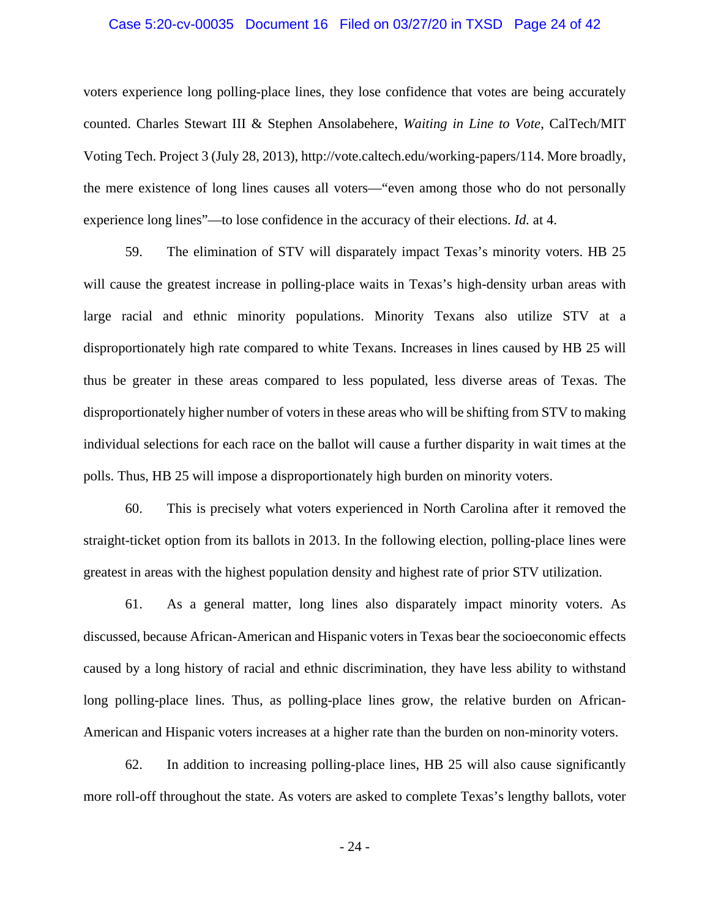voters experience long polling-place lines, they lose confidence that votes are being accurately counted. Charles Stewart III & Stephen Ansolabehere, *Waiting in Line to Vote*, CalTech/MIT Voting Tech. Project 3 (July 28, 2013), http://vote.caltech.edu/working-papers/114. More broadly, the mere existence of long lines causes all voters—"even among those who do not personally experience long lines"—to lose confidence in the accuracy of their elections. *Id.* at 4.

59. The elimination of STV will disparately impact Texas's minority voters. HB 25 will cause the greatest increase in polling-place waits in Texas's high-density urban areas with large racial and ethnic minority populations. Minority Texans also utilize STV at a disproportionately high rate compared to white Texans. Increases in lines caused by HB 25 will thus be greater in these areas compared to less populated, less diverse areas of Texas. The disproportionately higher number of voters in these areas who will be shifting from STV to making individual selections for each race on the ballot will cause a further disparity in wait times at the polls. Thus, HB 25 will impose a disproportionately high burden on minority voters.

60. This is precisely what voters experienced in North Carolina after it removed the straight-ticket option from its ballots in 2013. In the following election, polling-place lines were greatest in areas with the highest population density and highest rate of prior STV utilization.

61. As a general matter, long lines also disparately impact minority voters. As discussed, because African-American and Hispanic voters in Texas bear the socioeconomic effects caused by a long history of racial and ethnic discrimination, they have less ability to withstand long polling-place lines. Thus, as polling-place lines grow, the relative burden on African-American and Hispanic voters increases at a higher rate than the burden on non-minority voters.

62. In addition to increasing polling-place lines, HB 25 will also cause significantly more roll-off throughout the state. As voters are asked to complete Texas's lengthy ballots, voter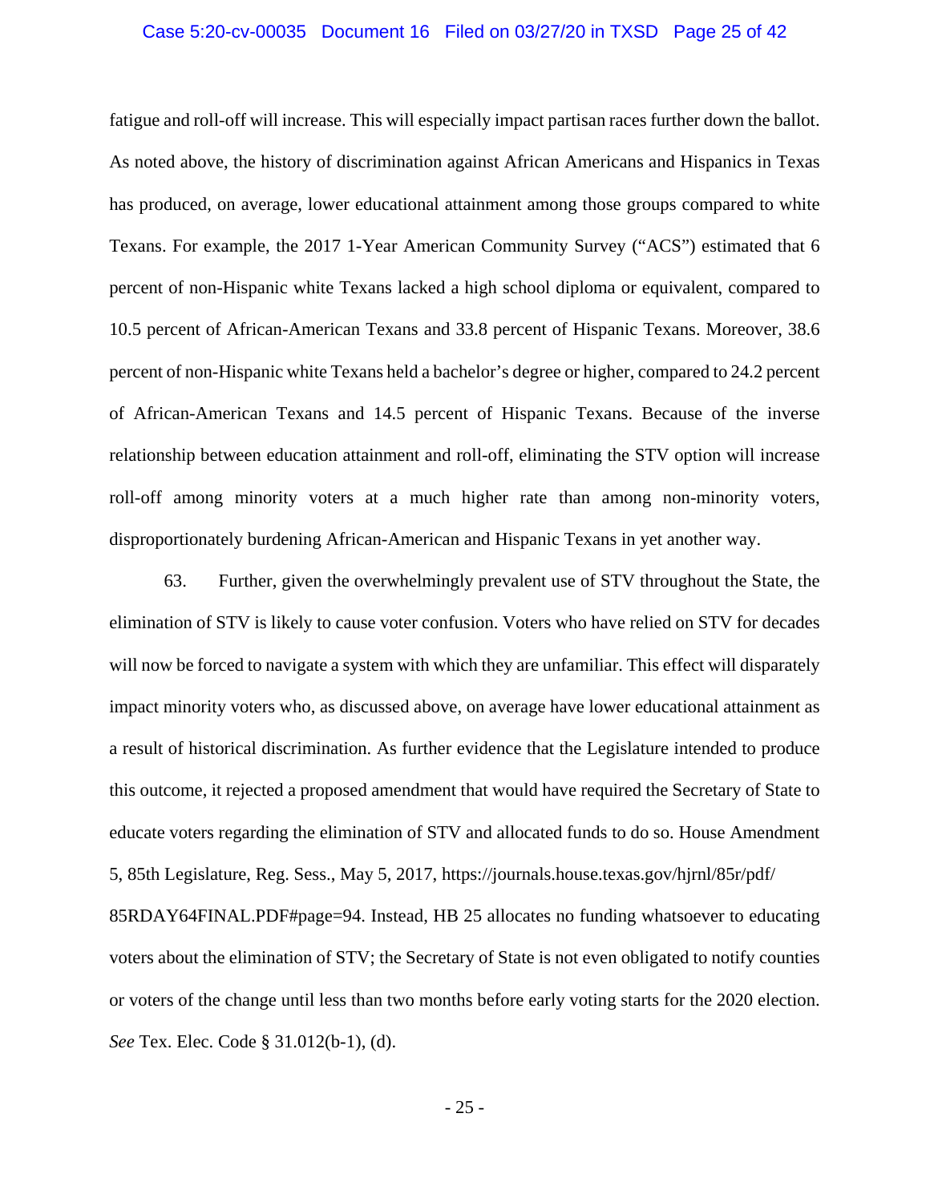fatigue and roll-off will increase. This will especially impact partisan races further down the ballot. As noted above, the history of discrimination against African Americans and Hispanics in Texas has produced, on average, lower educational attainment among those groups compared to white Texans. For example, the 2017 1-Year American Community Survey ("ACS") estimated that 6 percent of non-Hispanic white Texans lacked a high school diploma or equivalent, compared to 10.5 percent of African-American Texans and 33.8 percent of Hispanic Texans. Moreover, 38.6 percent of non-Hispanic white Texans held a bachelor's degree or higher, compared to 24.2 percent of African-American Texans and 14.5 percent of Hispanic Texans. Because of the inverse relationship between education attainment and roll-off, eliminating the STV option will increase roll-off among minority voters at a much higher rate than among non-minority voters, disproportionately burdening African-American and Hispanic Texans in yet another way.

63. Further, given the overwhelmingly prevalent use of STV throughout the State, the elimination of STV is likely to cause voter confusion. Voters who have relied on STV for decades will now be forced to navigate a system with which they are unfamiliar. This effect will disparately impact minority voters who, as discussed above, on average have lower educational attainment as a result of historical discrimination. As further evidence that the Legislature intended to produce this outcome, it rejected a proposed amendment that would have required the Secretary of State to educate voters regarding the elimination of STV and allocated funds to do so. House Amendment 5, 85th Legislature, Reg. Sess., May 5, 2017, https://journals.house.texas.gov/hjrnl/85r/pdf/85RDAY64FINAL.PDF#page=94. Instead, HB 25 allocates no funding whatsoever to educating voters about the elimination of STV; the Secretary of State is not even obligated to notify counties or voters of the change until less than two months before early voting starts for the 2020 election. *See* Tex. Elec. Code § 31.012(b-1), (d).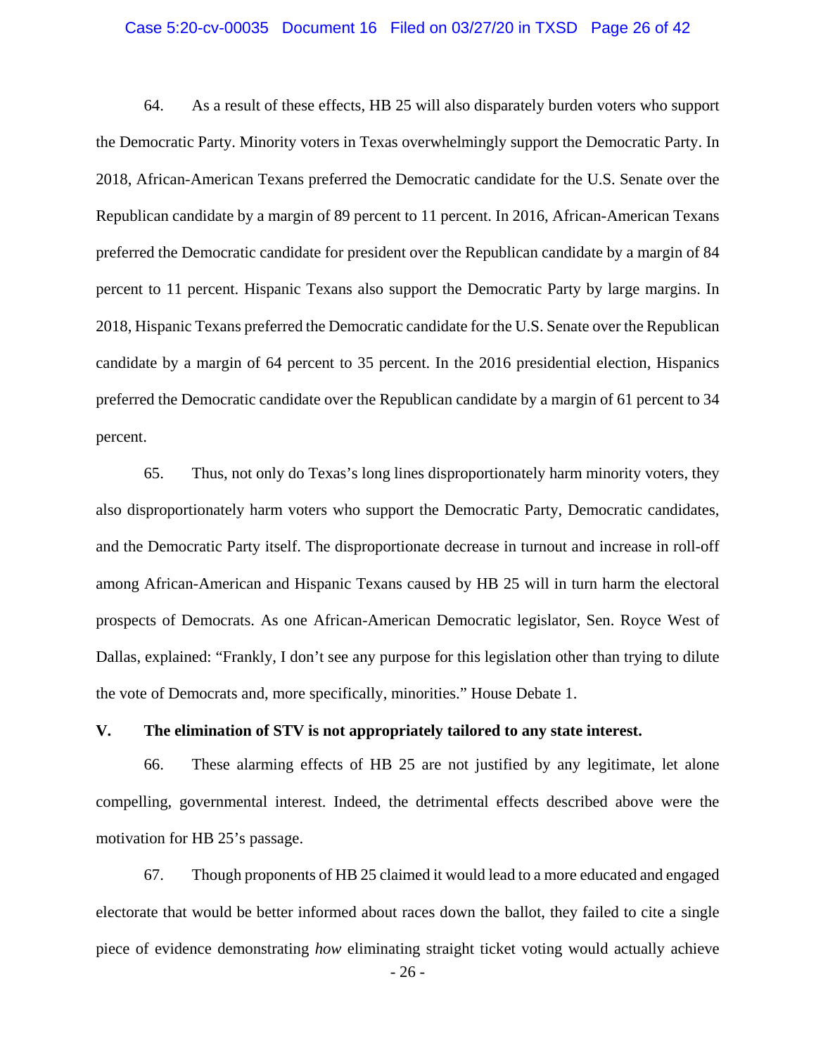64. As a result of these effects, HB 25 will also disparately burden voters who support the Democratic Party. Minority voters in Texas overwhelmingly support the Democratic Party. In 2018, African-American Texans preferred the Democratic candidate for the U.S. Senate over the Republican candidate by a margin of 89 percent to 11 percent. In 2016, African-American Texans preferred the Democratic candidate for president over the Republican candidate by a margin of 84 percent to 11 percent. Hispanic Texans also support the Democratic Party by large margins. In 2018, Hispanic Texans preferred the Democratic candidate for the U.S. Senate over the Republican candidate by a margin of 64 percent to 35 percent. In the 2016 presidential election, Hispanics preferred the Democratic candidate over the Republican candidate by a margin of 61 percent to 34 percent.

65. Thus, not only do Texas's long lines disproportionately harm minority voters, they also disproportionately harm voters who support the Democratic Party, Democratic candidates, and the Democratic Party itself. The disproportionate decrease in turnout and increase in roll-off among African-American and Hispanic Texans caused by HB 25 will in turn harm the electoral prospects of Democrats. As one African-American Democratic legislator, Sen. Royce West of Dallas, explained: "Frankly, I don't see any purpose for this legislation other than trying to dilute the vote of Democrats and, more specifically, minorities." House Debate 1.

## V. The elimination of STV is not appropriately tailored to any state interest.

66. These alarming effects of HB 25 are not justified by any legitimate, let alone compelling, governmental interest. Indeed, the detrimental effects described above were the motivation for HB 25's passage.

67. Though proponents of HB 25 claimed it would lead to a more educated and engaged electorate that would be better informed about races down the ballot, they failed to cite a single piece of evidence demonstrating *how* eliminating straight ticket voting would actually achieve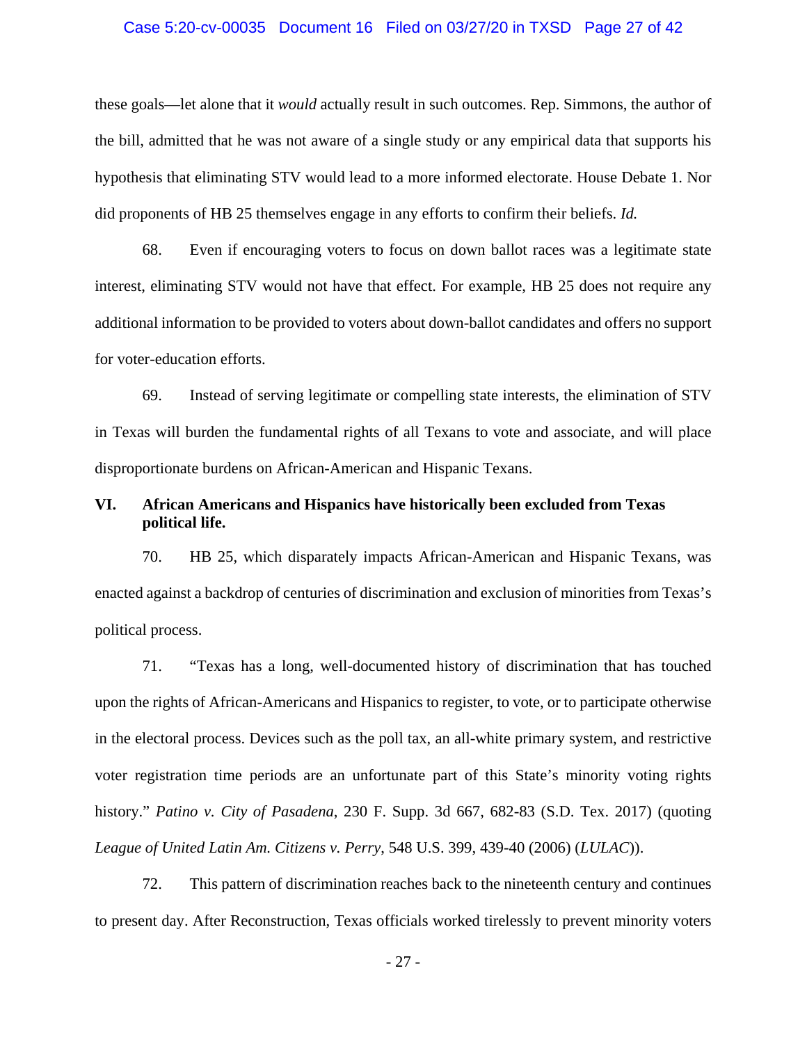these goals—let alone that it *would* actually result in such outcomes. Rep. Simmons, the author of the bill, admitted that he was not aware of a single study or any empirical data that supports his hypothesis that eliminating STV would lead to a more informed electorate. House Debate 1. Nor did proponents of HB 25 themselves engage in any efforts to confirm their beliefs. *Id.*

68. Even if encouraging voters to focus on down ballot races was a legitimate state interest, eliminating STV would not have that effect. For example, HB 25 does not require any additional information to be provided to voters about down-ballot candidates and offers no support for voter-education efforts.

69. Instead of serving legitimate or compelling state interests, the elimination of STV in Texas will burden the fundamental rights of all Texans to vote and associate, and will place disproportionate burdens on African-American and Hispanic Texans.

## VI. African Americans and Hispanics have historically been excluded from Texas political life.

70. HB 25, which disparately impacts African-American and Hispanic Texans, was enacted against a backdrop of centuries of discrimination and exclusion of minorities from Texas's political process.

71. "Texas has a long, well-documented history of discrimination that has touched upon the rights of African-Americans and Hispanics to register, to vote, or to participate otherwise in the electoral process. Devices such as the poll tax, an all-white primary system, and restrictive voter registration time periods are an unfortunate part of this State's minority voting rights history." *Patino v. City of Pasadena*, 230 F. Supp. 3d 667, 682-83 (S.D. Tex. 2017) (quoting *League of United Latin Am. Citizens v. Perry*, 548 U.S. 399, 439-40 (2006) (*LULAC*)).

72. This pattern of discrimination reaches back to the nineteenth century and continues to present day. After Reconstruction, Texas officials worked tirelessly to prevent minority voters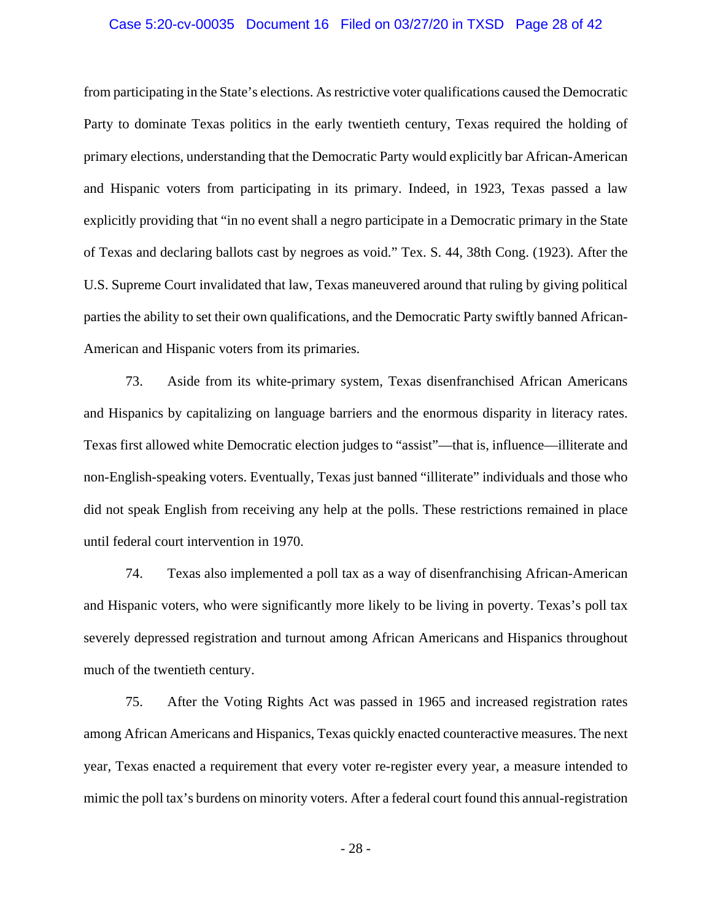from participating in the State's elections. As restrictive voter qualifications caused the Democratic Party to dominate Texas politics in the early twentieth century, Texas required the holding of primary elections, understanding that the Democratic Party would explicitly bar African-American and Hispanic voters from participating in its primary. Indeed, in 1923, Texas passed a law explicitly providing that "in no event shall a negro participate in a Democratic primary in the State of Texas and declaring ballots cast by negroes as void." Tex. S. 44, 38th Cong. (1923). After the U.S. Supreme Court invalidated that law, Texas maneuvered around that ruling by giving political parties the ability to set their own qualifications, and the Democratic Party swiftly banned African-American and Hispanic voters from its primaries.

73. Aside from its white-primary system, Texas disenfranchised African Americans and Hispanics by capitalizing on language barriers and the enormous disparity in literacy rates. Texas first allowed white Democratic election judges to "assist"—that is, influence—illiterate and non-English-speaking voters. Eventually, Texas just banned "illiterate" individuals and those who did not speak English from receiving any help at the polls. These restrictions remained in place until federal court intervention in 1970.

74. Texas also implemented a poll tax as a way of disenfranchising African-American and Hispanic voters, who were significantly more likely to be living in poverty. Texas's poll tax severely depressed registration and turnout among African Americans and Hispanics throughout much of the twentieth century.

75. After the Voting Rights Act was passed in 1965 and increased registration rates among African Americans and Hispanics, Texas quickly enacted counteractive measures. The next year, Texas enacted a requirement that every voter re-register every year, a measure intended to mimic the poll tax's burdens on minority voters. After a federal court found this annual-registration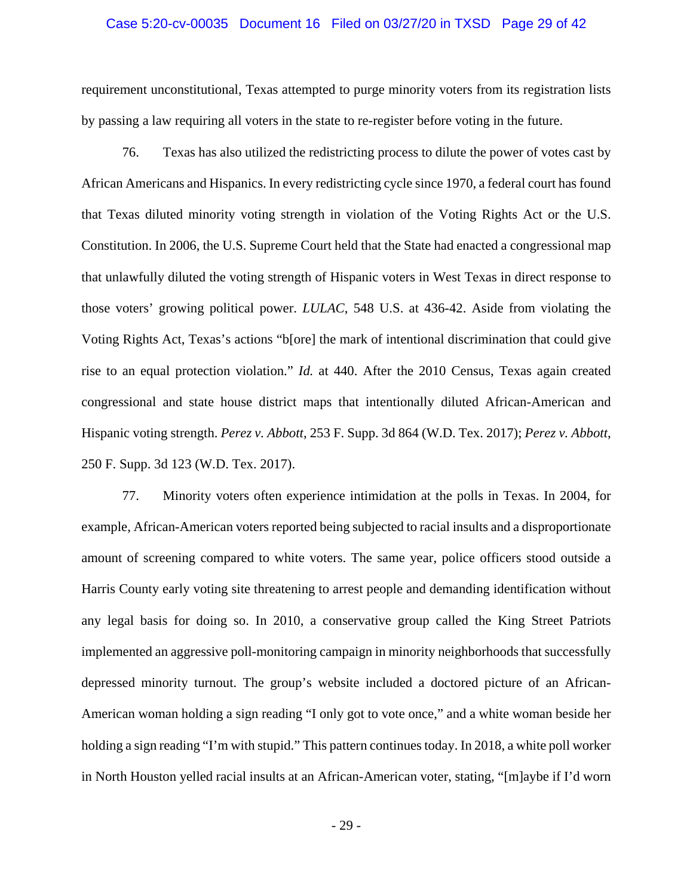requirement unconstitutional, Texas attempted to purge minority voters from its registration lists by passing a law requiring all voters in the state to re-register before voting in the future.

76. Texas has also utilized the redistricting process to dilute the power of votes cast by African Americans and Hispanics. In every redistricting cycle since 1970, a federal court has found that Texas diluted minority voting strength in violation of the Voting Rights Act or the U.S. Constitution. In 2006, the U.S. Supreme Court held that the State had enacted a congressional map that unlawfully diluted the voting strength of Hispanic voters in West Texas in direct response to those voters' growing political power. *LULAC*, 548 U.S. at 436-42. Aside from violating the Voting Rights Act, Texas's actions "b[ore] the mark of intentional discrimination that could give rise to an equal protection violation." *Id.* at 440. After the 2010 Census, Texas again created congressional and state house district maps that intentionally diluted African-American and Hispanic voting strength. *Perez v. Abbott*, 253 F. Supp. 3d 864 (W.D. Tex. 2017); *Perez v. Abbott*, 250 F. Supp. 3d 123 (W.D. Tex. 2017).

77. Minority voters often experience intimidation at the polls in Texas. In 2004, for example, African-American voters reported being subjected to racial insults and a disproportionate amount of screening compared to white voters. The same year, police officers stood outside a Harris County early voting site threatening to arrest people and demanding identification without any legal basis for doing so. In 2010, a conservative group called the King Street Patriots implemented an aggressive poll-monitoring campaign in minority neighborhoods that successfully depressed minority turnout. The group's website included a doctored picture of an African-American woman holding a sign reading "I only got to vote once," and a white woman beside her holding a sign reading "I'm with stupid." This pattern continues today. In 2018, a white poll worker in North Houston yelled racial insults at an African-American voter, stating, "[m]aybe if I'd worn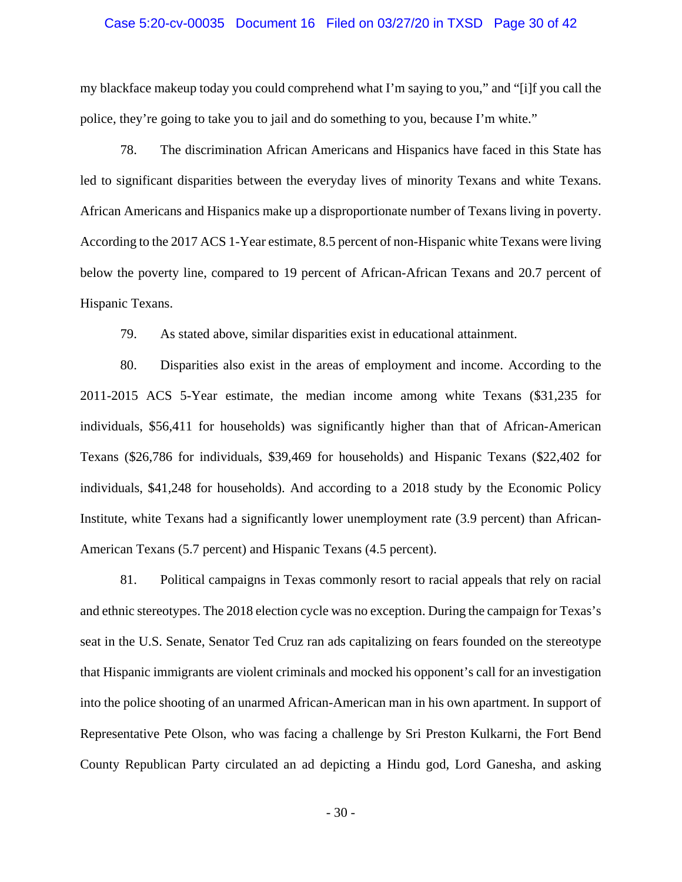my blackface makeup today you could comprehend what I'm saying to you," and "[i]f you call the police, they're going to take you to jail and do something to you, because I'm white."

78. The discrimination African Americans and Hispanics have faced in this State has led to significant disparities between the everyday lives of minority Texans and white Texans. African Americans and Hispanics make up a disproportionate number of Texans living in poverty. According to the 2017 ACS 1-Year estimate, 8.5 percent of non-Hispanic white Texans were living below the poverty line, compared to 19 percent of African-African Texans and 20.7 percent of Hispanic Texans.

79. As stated above, similar disparities exist in educational attainment.

80. Disparities also exist in the areas of employment and income. According to the 2011-2015 ACS 5-Year estimate, the median income among white Texans ($31,235 for individuals, $56,411 for households) was significantly higher than that of African-American Texans ($26,786 for individuals, $39,469 for households) and Hispanic Texans ($22,402 for individuals, $41,248 for households). And according to a 2018 study by the Economic Policy Institute, white Texans had a significantly lower unemployment rate (3.9 percent) than African-American Texans (5.7 percent) and Hispanic Texans (4.5 percent).

81. Political campaigns in Texas commonly resort to racial appeals that rely on racial and ethnic stereotypes. The 2018 election cycle was no exception. During the campaign for Texas's seat in the U.S. Senate, Senator Ted Cruz ran ads capitalizing on fears founded on the stereotype that Hispanic immigrants are violent criminals and mocked his opponent's call for an investigation into the police shooting of an unarmed African-American man in his own apartment. In support of Representative Pete Olson, who was facing a challenge by Sri Preston Kulkarni, the Fort Bend County Republican Party circulated an ad depicting a Hindu god, Lord Ganesha, and asking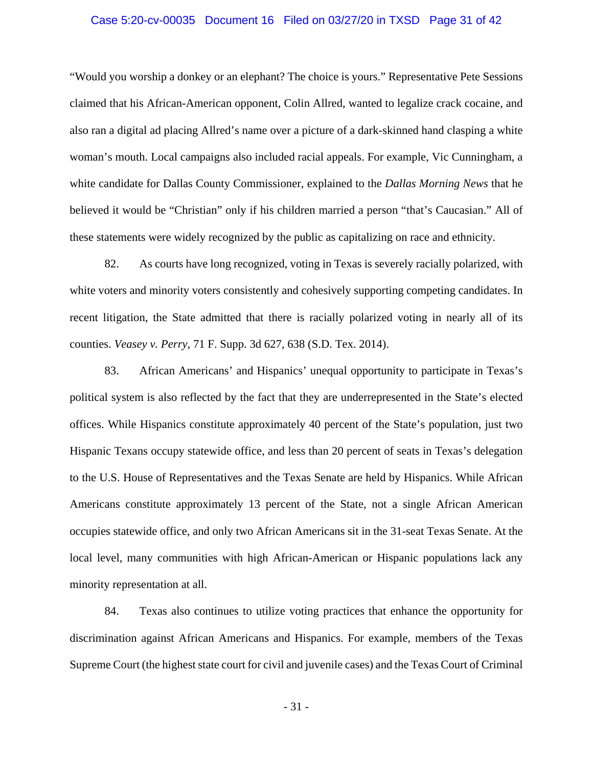"Would you worship a donkey or an elephant? The choice is yours." Representative Pete Sessions claimed that his African-American opponent, Colin Allred, wanted to legalize crack cocaine, and also ran a digital ad placing Allred's name over a picture of a dark-skinned hand clasping a white woman's mouth. Local campaigns also included racial appeals. For example, Vic Cunningham, a white candidate for Dallas County Commissioner, explained to the *Dallas Morning News* that he believed it would be "Christian" only if his children married a person "that's Caucasian." All of these statements were widely recognized by the public as capitalizing on race and ethnicity.

82. As courts have long recognized, voting in Texas is severely racially polarized, with white voters and minority voters consistently and cohesively supporting competing candidates. In recent litigation, the State admitted that there is racially polarized voting in nearly all of its counties. *Veasey v. Perry*, 71 F. Supp. 3d 627, 638 (S.D. Tex. 2014).

83. African Americans' and Hispanics' unequal opportunity to participate in Texas's political system is also reflected by the fact that they are underrepresented in the State's elected offices. While Hispanics constitute approximately 40 percent of the State's population, just two Hispanic Texans occupy statewide office, and less than 20 percent of seats in Texas's delegation to the U.S. House of Representatives and the Texas Senate are held by Hispanics. While African Americans constitute approximately 13 percent of the State, not a single African American occupies statewide office, and only two African Americans sit in the 31-seat Texas Senate. At the local level, many communities with high African-American or Hispanic populations lack any minority representation at all.

84. Texas also continues to utilize voting practices that enhance the opportunity for discrimination against African Americans and Hispanics. For example, members of the Texas Supreme Court (the highest state court for civil and juvenile cases) and the Texas Court of Criminal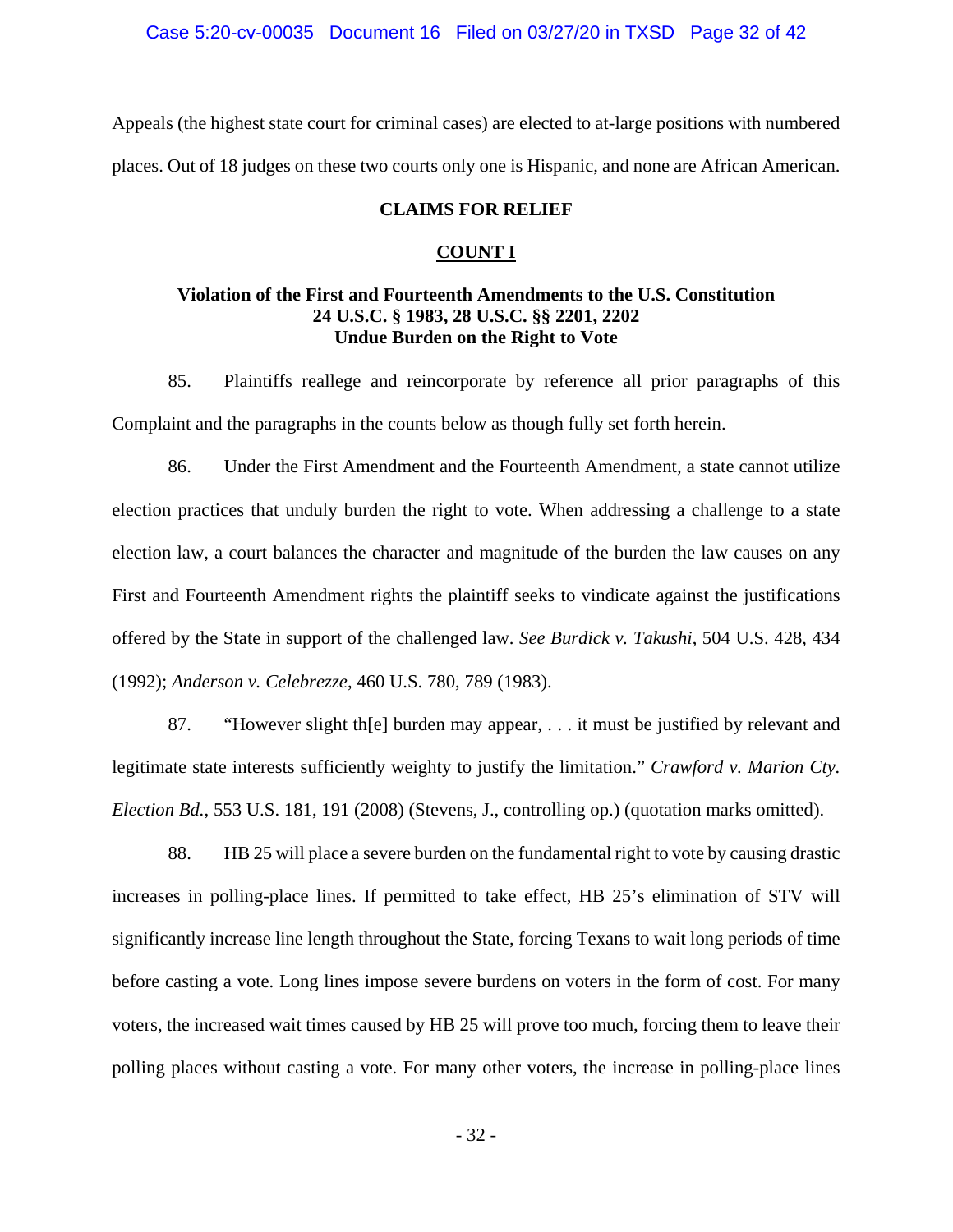Appeals (the highest state court for criminal cases) are elected to at-large positions with numbered places. Out of 18 judges on these two courts only one is Hispanic, and none are African American.

**CLAIMS FOR RELIEF**

**COUNT I**

**Violation of the First and Fourteenth Amendments to the U.S. Constitution**
**24 U.S.C. § 1983, 28 U.S.C. §§ 2201, 2202**
**Undue Burden on the Right to Vote**

85. Plaintiffs reallege and reincorporate by reference all prior paragraphs of this Complaint and the paragraphs in the counts below as though fully set forth herein.

86. Under the First Amendment and the Fourteenth Amendment, a state cannot utilize election practices that unduly burden the right to vote. When addressing a challenge to a state election law, a court balances the character and magnitude of the burden the law causes on any First and Fourteenth Amendment rights the plaintiff seeks to vindicate against the justifications offered by the State in support of the challenged law. *See Burdick v. Takushi*, 504 U.S. 428, 434 (1992); *Anderson v. Celebrezze*, 460 U.S. 780, 789 (1983).

87. "However slight th[e] burden may appear, . . . it must be justified by relevant and legitimate state interests sufficiently weighty to justify the limitation." *Crawford v. Marion Cty. Election Bd.*, 553 U.S. 181, 191 (2008) (Stevens, J., controlling op.) (quotation marks omitted).

88. HB 25 will place a severe burden on the fundamental right to vote by causing drastic increases in polling-place lines. If permitted to take effect, HB 25's elimination of STV will significantly increase line length throughout the State, forcing Texans to wait long periods of time before casting a vote. Long lines impose severe burdens on voters in the form of cost. For many voters, the increased wait times caused by HB 25 will prove too much, forcing them to leave their polling places without casting a vote. For many other voters, the increase in polling-place lines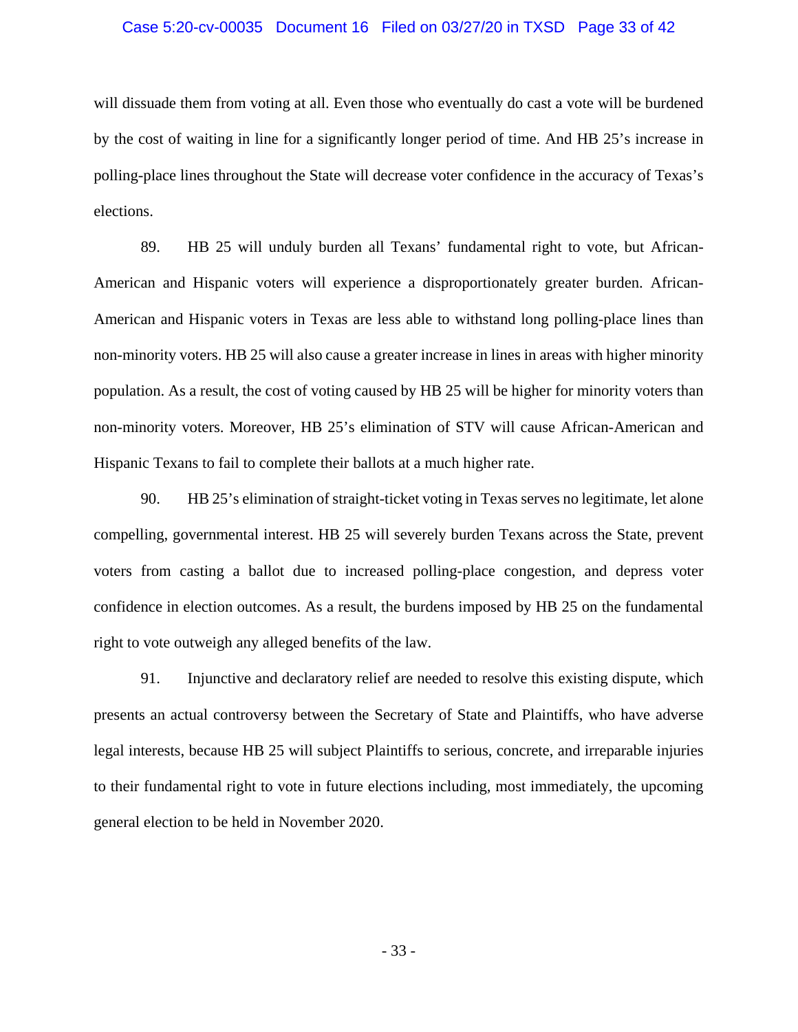will dissuade them from voting at all. Even those who eventually do cast a vote will be burdened by the cost of waiting in line for a significantly longer period of time. And HB 25's increase in polling-place lines throughout the State will decrease voter confidence in the accuracy of Texas's elections.

89. HB 25 will unduly burden all Texans' fundamental right to vote, but African-American and Hispanic voters will experience a disproportionately greater burden. African-American and Hispanic voters in Texas are less able to withstand long polling-place lines than non-minority voters. HB 25 will also cause a greater increase in lines in areas with higher minority population. As a result, the cost of voting caused by HB 25 will be higher for minority voters than non-minority voters. Moreover, HB 25's elimination of STV will cause African-American and Hispanic Texans to fail to complete their ballots at a much higher rate.

90. HB 25's elimination of straight-ticket voting in Texas serves no legitimate, let alone compelling, governmental interest. HB 25 will severely burden Texans across the State, prevent voters from casting a ballot due to increased polling-place congestion, and depress voter confidence in election outcomes. As a result, the burdens imposed by HB 25 on the fundamental right to vote outweigh any alleged benefits of the law.

91. Injunctive and declaratory relief are needed to resolve this existing dispute, which presents an actual controversy between the Secretary of State and Plaintiffs, who have adverse legal interests, because HB 25 will subject Plaintiffs to serious, concrete, and irreparable injuries to their fundamental right to vote in future elections including, most immediately, the upcoming general election to be held in November 2020.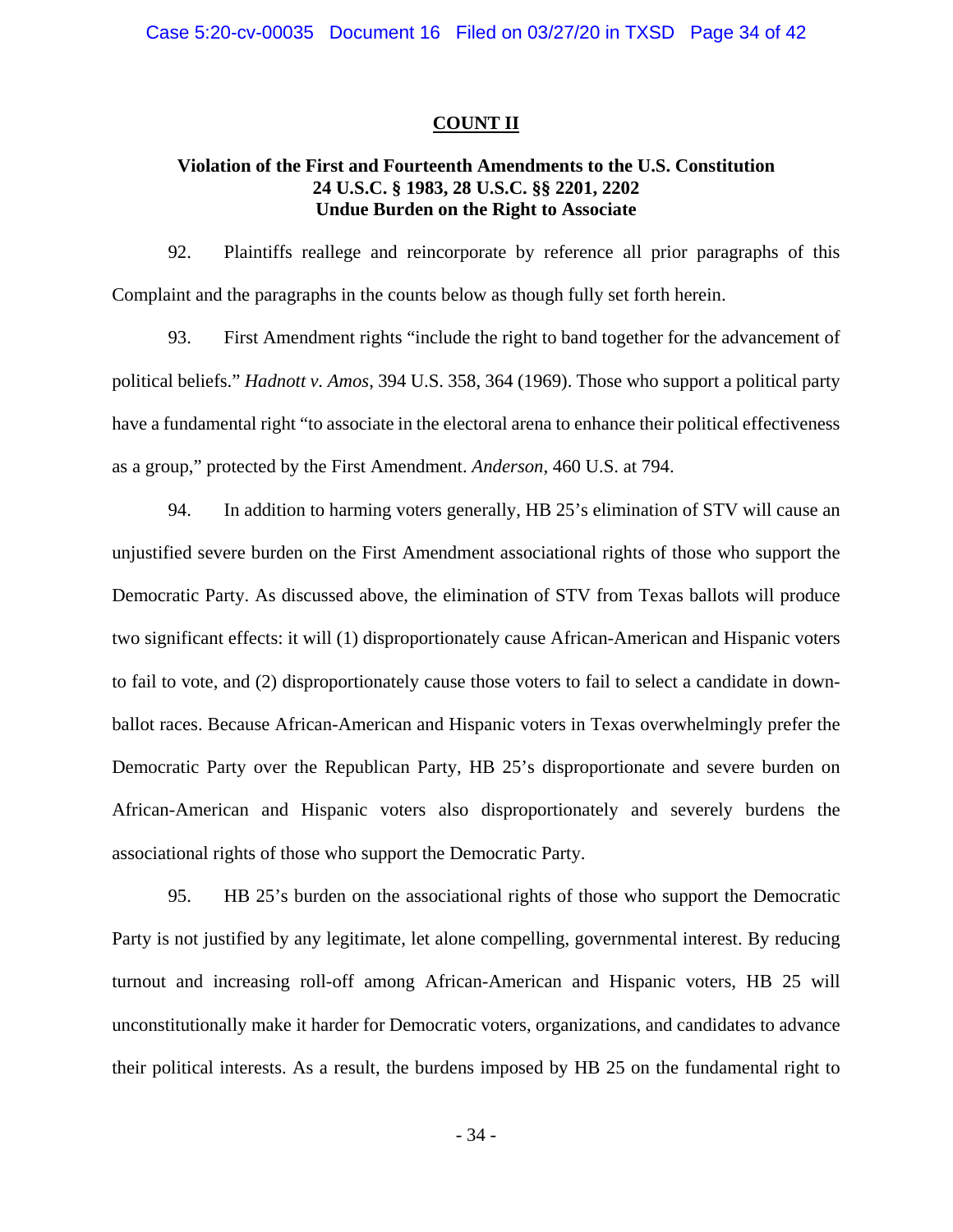## COUNT II

**Violation of the First and Fourteenth Amendments to the U.S. Constitution**
**24 U.S.C. § 1983, 28 U.S.C. §§ 2201, 2202**
**Undue Burden on the Right to Associate**

92. Plaintiffs reallege and reincorporate by reference all prior paragraphs of this Complaint and the paragraphs in the counts below as though fully set forth herein.

93. First Amendment rights "include the right to band together for the advancement of political beliefs." *Hadnott v. Amos*, 394 U.S. 358, 364 (1969). Those who support a political party have a fundamental right "to associate in the electoral arena to enhance their political effectiveness as a group," protected by the First Amendment. *Anderson*, 460 U.S. at 794.

94. In addition to harming voters generally, HB 25's elimination of STV will cause an unjustified severe burden on the First Amendment associational rights of those who support the Democratic Party. As discussed above, the elimination of STV from Texas ballots will produce two significant effects: it will (1) disproportionately cause African-American and Hispanic voters to fail to vote, and (2) disproportionately cause those voters to fail to select a candidate in down-ballot races. Because African-American and Hispanic voters in Texas overwhelmingly prefer the Democratic Party over the Republican Party, HB 25's disproportionate and severe burden on African-American and Hispanic voters also disproportionately and severely burdens the associational rights of those who support the Democratic Party.

95. HB 25's burden on the associational rights of those who support the Democratic Party is not justified by any legitimate, let alone compelling, governmental interest. By reducing turnout and increasing roll-off among African-American and Hispanic voters, HB 25 will unconstitutionally make it harder for Democratic voters, organizations, and candidates to advance their political interests. As a result, the burdens imposed by HB 25 on the fundamental right to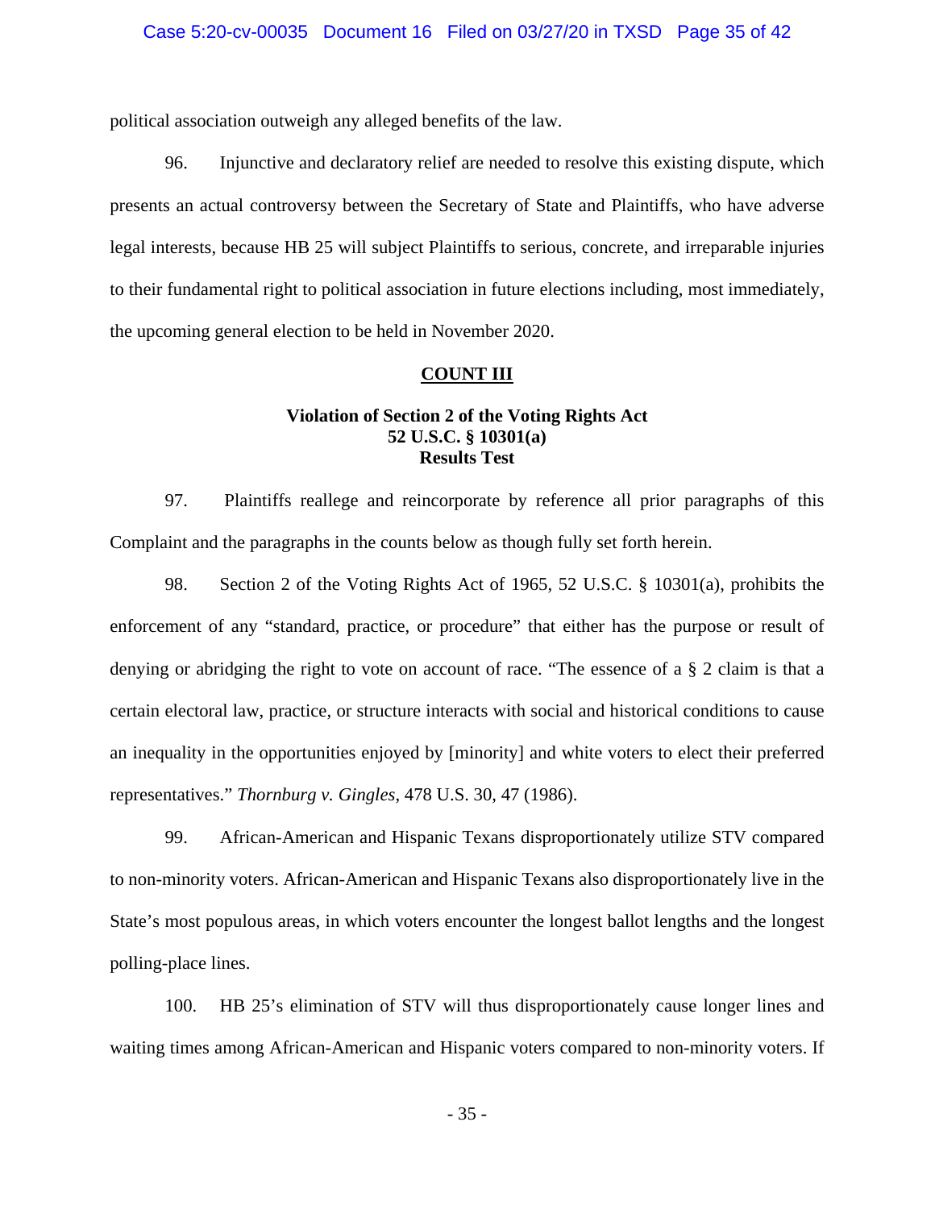political association outweigh any alleged benefits of the law.

96. Injunctive and declaratory relief are needed to resolve this existing dispute, which presents an actual controversy between the Secretary of State and Plaintiffs, who have adverse legal interests, because HB 25 will subject Plaintiffs to serious, concrete, and irreparable injuries to their fundamental right to political association in future elections including, most immediately, the upcoming general election to be held in November 2020.

## COUNT III

### Violation of Section 2 of the Voting Rights Act 52 U.S.C. § 10301(a) Results Test

97. Plaintiffs reallege and reincorporate by reference all prior paragraphs of this Complaint and the paragraphs in the counts below as though fully set forth herein.

98. Section 2 of the Voting Rights Act of 1965, 52 U.S.C. § 10301(a), prohibits the enforcement of any "standard, practice, or procedure" that either has the purpose or result of denying or abridging the right to vote on account of race. "The essence of a § 2 claim is that a certain electoral law, practice, or structure interacts with social and historical conditions to cause an inequality in the opportunities enjoyed by [minority] and white voters to elect their preferred representatives." *Thornburg v. Gingles*, 478 U.S. 30, 47 (1986).

99. African-American and Hispanic Texans disproportionately utilize STV compared to non-minority voters. African-American and Hispanic Texans also disproportionately live in the State's most populous areas, in which voters encounter the longest ballot lengths and the longest polling-place lines.

100. HB 25's elimination of STV will thus disproportionately cause longer lines and waiting times among African-American and Hispanic voters compared to non-minority voters. If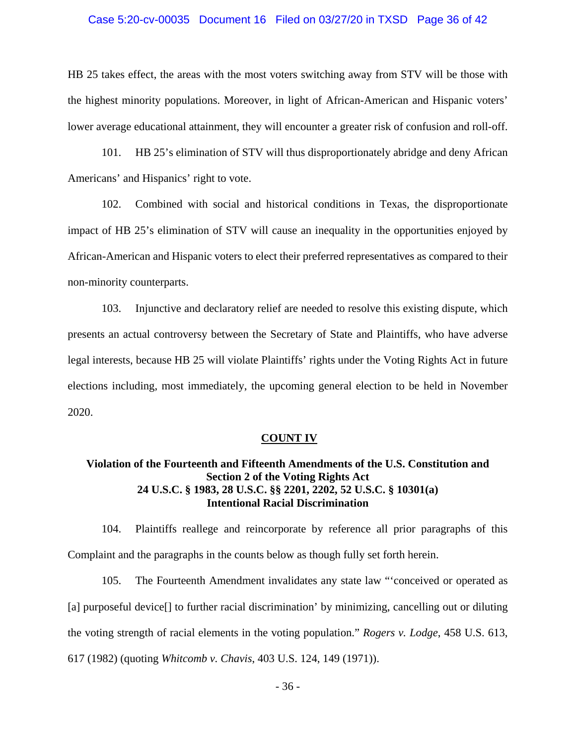HB 25 takes effect, the areas with the most voters switching away from STV will be those with the highest minority populations. Moreover, in light of African-American and Hispanic voters' lower average educational attainment, they will encounter a greater risk of confusion and roll-off.

101. HB 25's elimination of STV will thus disproportionately abridge and deny African Americans' and Hispanics' right to vote.

102. Combined with social and historical conditions in Texas, the disproportionate impact of HB 25's elimination of STV will cause an inequality in the opportunities enjoyed by African-American and Hispanic voters to elect their preferred representatives as compared to their non-minority counterparts.

103. Injunctive and declaratory relief are needed to resolve this existing dispute, which presents an actual controversy between the Secretary of State and Plaintiffs, who have adverse legal interests, because HB 25 will violate Plaintiffs' rights under the Voting Rights Act in future elections including, most immediately, the upcoming general election to be held in November 2020.

## COUNT IV

### Violation of the Fourteenth and Fifteenth Amendments of the U.S. Constitution and Section 2 of the Voting Rights Act
### 24 U.S.C. § 1983, 28 U.S.C. §§ 2201, 2202, 52 U.S.C. § 10301(a)
### Intentional Racial Discrimination

104. Plaintiffs reallege and reincorporate by reference all prior paragraphs of this Complaint and the paragraphs in the counts below as though fully set forth herein.

105. The Fourteenth Amendment invalidates any state law "'conceived or operated as [a] purposeful device[] to further racial discrimination' by minimizing, cancelling out or diluting the voting strength of racial elements in the voting population." *Rogers v. Lodge*, 458 U.S. 613, 617 (1982) (quoting *Whitcomb v. Chavis*, 403 U.S. 124, 149 (1971)).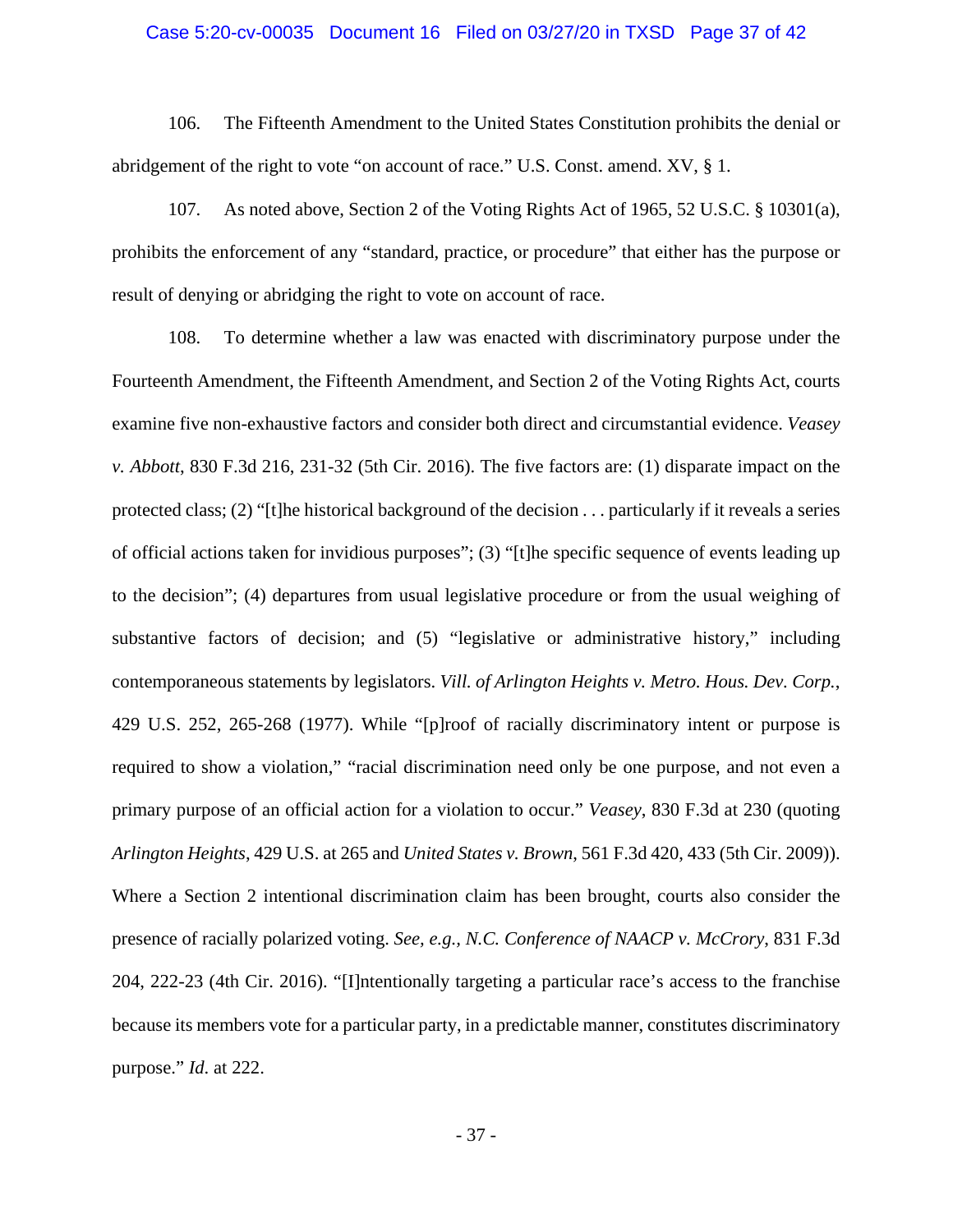106. The Fifteenth Amendment to the United States Constitution prohibits the denial or abridgement of the right to vote "on account of race." U.S. Const. amend. XV, § 1.

107. As noted above, Section 2 of the Voting Rights Act of 1965, 52 U.S.C. § 10301(a), prohibits the enforcement of any "standard, practice, or procedure" that either has the purpose or result of denying or abridging the right to vote on account of race.

108. To determine whether a law was enacted with discriminatory purpose under the Fourteenth Amendment, the Fifteenth Amendment, and Section 2 of the Voting Rights Act, courts examine five non-exhaustive factors and consider both direct and circumstantial evidence. *Veasey v. Abbott*, 830 F.3d 216, 231-32 (5th Cir. 2016). The five factors are: (1) disparate impact on the protected class; (2) "[t]he historical background of the decision . . . particularly if it reveals a series of official actions taken for invidious purposes"; (3) "[t]he specific sequence of events leading up to the decision"; (4) departures from usual legislative procedure or from the usual weighing of substantive factors of decision; and (5) "legislative or administrative history," including contemporaneous statements by legislators. *Vill. of Arlington Heights v. Metro. Hous. Dev. Corp.*, 429 U.S. 252, 265-268 (1977). While "[p]roof of racially discriminatory intent or purpose is required to show a violation," "racial discrimination need only be one purpose, and not even a primary purpose of an official action for a violation to occur." *Veasey*, 830 F.3d at 230 (quoting *Arlington Heights*, 429 U.S. at 265 and *United States v. Brown*, 561 F.3d 420, 433 (5th Cir. 2009)). Where a Section 2 intentional discrimination claim has been brought, courts also consider the presence of racially polarized voting. *See, e.g., N.C. Conference of NAACP v. McCrory*, 831 F.3d 204, 222-23 (4th Cir. 2016). "[I]ntentionally targeting a particular race's access to the franchise because its members vote for a particular party, in a predictable manner, constitutes discriminatory purpose." *Id*. at 222.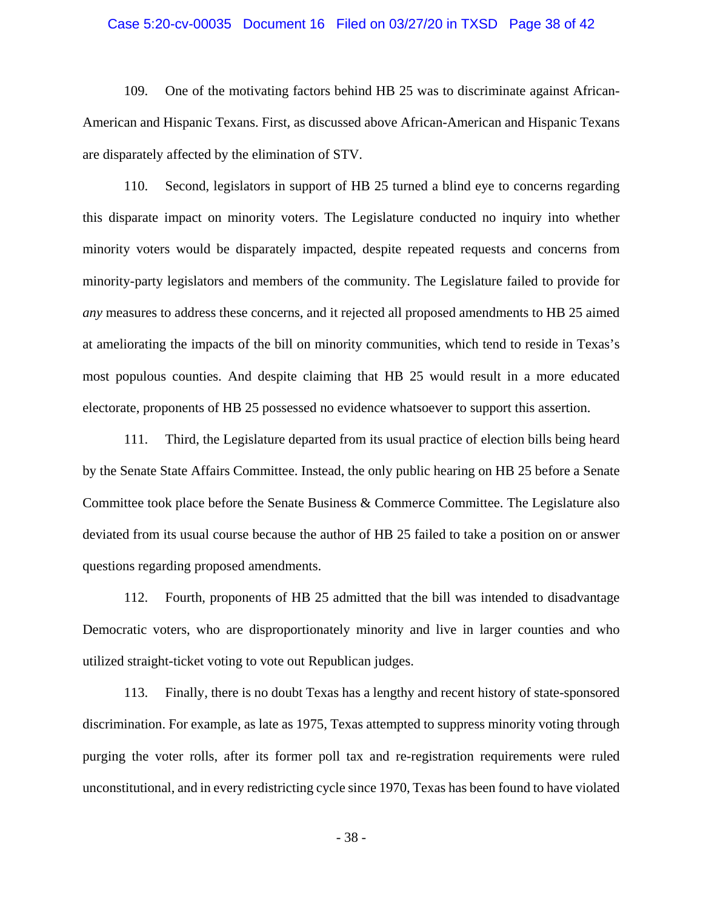109. One of the motivating factors behind HB 25 was to discriminate against African-American and Hispanic Texans. First, as discussed above African-American and Hispanic Texans are disparately affected by the elimination of STV.

110. Second, legislators in support of HB 25 turned a blind eye to concerns regarding this disparate impact on minority voters. The Legislature conducted no inquiry into whether minority voters would be disparately impacted, despite repeated requests and concerns from minority-party legislators and members of the community. The Legislature failed to provide for *any* measures to address these concerns, and it rejected all proposed amendments to HB 25 aimed at ameliorating the impacts of the bill on minority communities, which tend to reside in Texas's most populous counties. And despite claiming that HB 25 would result in a more educated electorate, proponents of HB 25 possessed no evidence whatsoever to support this assertion.

111. Third, the Legislature departed from its usual practice of election bills being heard by the Senate State Affairs Committee. Instead, the only public hearing on HB 25 before a Senate Committee took place before the Senate Business & Commerce Committee. The Legislature also deviated from its usual course because the author of HB 25 failed to take a position on or answer questions regarding proposed amendments.

112. Fourth, proponents of HB 25 admitted that the bill was intended to disadvantage Democratic voters, who are disproportionately minority and live in larger counties and who utilized straight-ticket voting to vote out Republican judges.

113. Finally, there is no doubt Texas has a lengthy and recent history of state-sponsored discrimination. For example, as late as 1975, Texas attempted to suppress minority voting through purging the voter rolls, after its former poll tax and re-registration requirements were ruled unconstitutional, and in every redistricting cycle since 1970, Texas has been found to have violated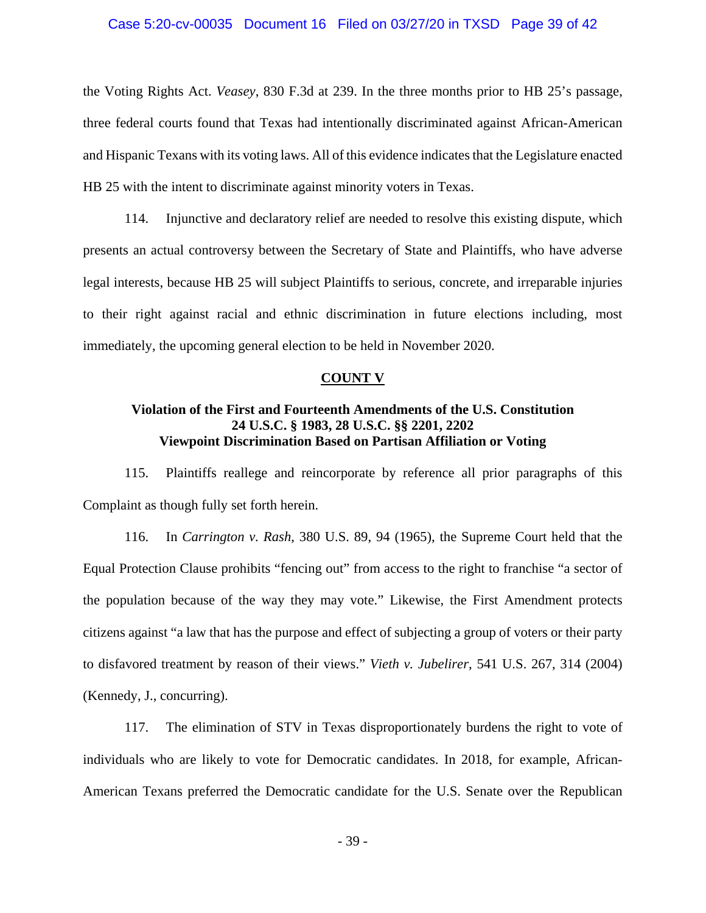the Voting Rights Act. *Veasey*, 830 F.3d at 239. In the three months prior to HB 25's passage, three federal courts found that Texas had intentionally discriminated against African-American and Hispanic Texans with its voting laws. All of this evidence indicates that the Legislature enacted HB 25 with the intent to discriminate against minority voters in Texas.

114. Injunctive and declaratory relief are needed to resolve this existing dispute, which presents an actual controversy between the Secretary of State and Plaintiffs, who have adverse legal interests, because HB 25 will subject Plaintiffs to serious, concrete, and irreparable injuries to their right against racial and ethnic discrimination in future elections including, most immediately, the upcoming general election to be held in November 2020.

## COUNT V

### Violation of the First and Fourteenth Amendments of the U.S. Constitution 24 U.S.C. § 1983, 28 U.S.C. §§ 2201, 2202 Viewpoint Discrimination Based on Partisan Affiliation or Voting

115. Plaintiffs reallege and reincorporate by reference all prior paragraphs of this Complaint as though fully set forth herein.

116. In *Carrington v. Rash*, 380 U.S. 89, 94 (1965), the Supreme Court held that the Equal Protection Clause prohibits "fencing out" from access to the right to franchise "a sector of the population because of the way they may vote." Likewise, the First Amendment protects citizens against "a law that has the purpose and effect of subjecting a group of voters or their party to disfavored treatment by reason of their views." *Vieth v. Jubelirer*, 541 U.S. 267, 314 (2004) (Kennedy, J., concurring).

117. The elimination of STV in Texas disproportionately burdens the right to vote of individuals who are likely to vote for Democratic candidates. In 2018, for example, African-American Texans preferred the Democratic candidate for the U.S. Senate over the Republican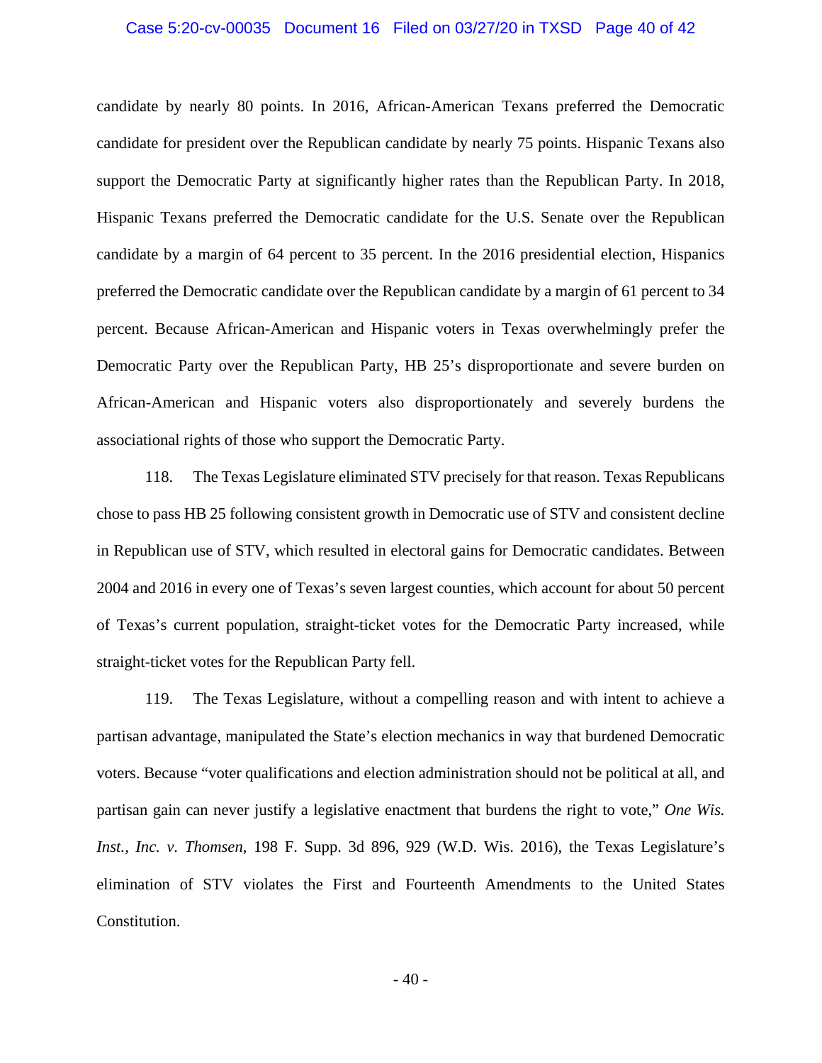candidate by nearly 80 points. In 2016, African-American Texans preferred the Democratic candidate for president over the Republican candidate by nearly 75 points. Hispanic Texans also support the Democratic Party at significantly higher rates than the Republican Party. In 2018, Hispanic Texans preferred the Democratic candidate for the U.S. Senate over the Republican candidate by a margin of 64 percent to 35 percent. In the 2016 presidential election, Hispanics preferred the Democratic candidate over the Republican candidate by a margin of 61 percent to 34 percent. Because African-American and Hispanic voters in Texas overwhelmingly prefer the Democratic Party over the Republican Party, HB 25's disproportionate and severe burden on African-American and Hispanic voters also disproportionately and severely burdens the associational rights of those who support the Democratic Party.

118. The Texas Legislature eliminated STV precisely for that reason. Texas Republicans chose to pass HB 25 following consistent growth in Democratic use of STV and consistent decline in Republican use of STV, which resulted in electoral gains for Democratic candidates. Between 2004 and 2016 in every one of Texas's seven largest counties, which account for about 50 percent of Texas's current population, straight-ticket votes for the Democratic Party increased, while straight-ticket votes for the Republican Party fell.

119. The Texas Legislature, without a compelling reason and with intent to achieve a partisan advantage, manipulated the State's election mechanics in way that burdened Democratic voters. Because "voter qualifications and election administration should not be political at all, and partisan gain can never justify a legislative enactment that burdens the right to vote," *One Wis. Inst., Inc. v. Thomsen*, 198 F. Supp. 3d 896, 929 (W.D. Wis. 2016), the Texas Legislature's elimination of STV violates the First and Fourteenth Amendments to the United States Constitution.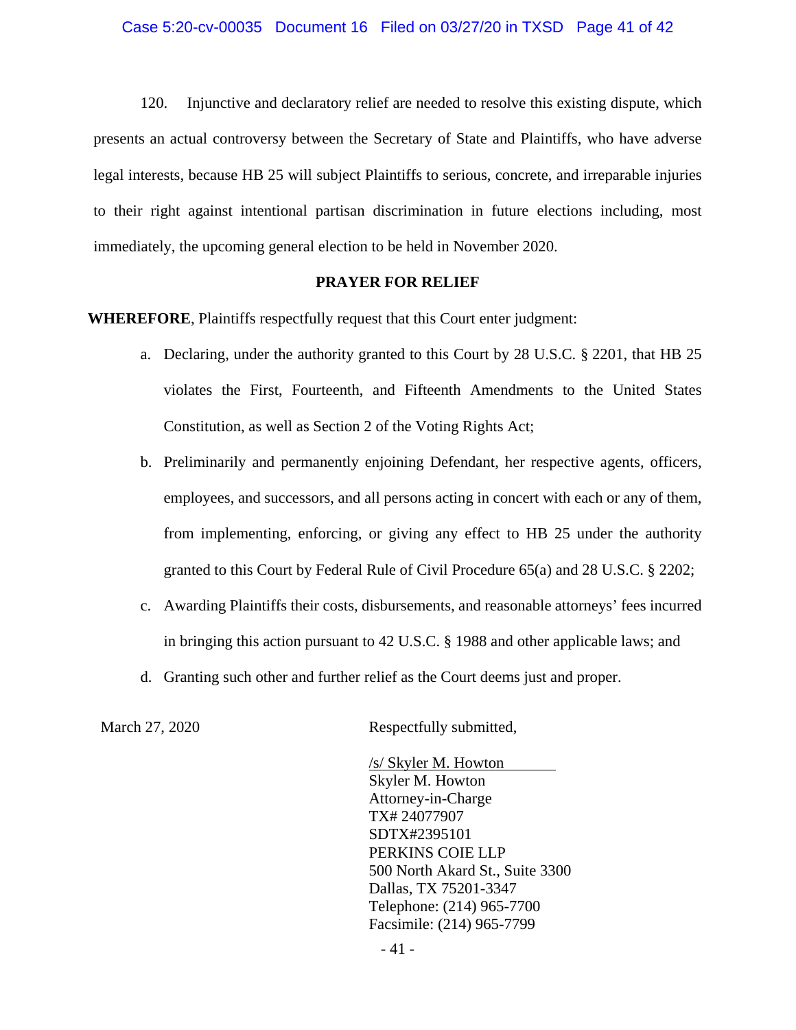120. Injunctive and declaratory relief are needed to resolve this existing dispute, which presents an actual controversy between the Secretary of State and Plaintiffs, who have adverse legal interests, because HB 25 will subject Plaintiffs to serious, concrete, and irreparable injuries to their right against intentional partisan discrimination in future elections including, most immediately, the upcoming general election to be held in November 2020.

## PRAYER FOR RELIEF

**WHEREFORE**, Plaintiffs respectfully request that this Court enter judgment:

a. Declaring, under the authority granted to this Court by 28 U.S.C. § 2201, that HB 25 violates the First, Fourteenth, and Fifteenth Amendments to the United States Constitution, as well as Section 2 of the Voting Rights Act;

b. Preliminarily and permanently enjoining Defendant, her respective agents, officers, employees, and successors, and all persons acting in concert with each or any of them, from implementing, enforcing, or giving any effect to HB 25 under the authority granted to this Court by Federal Rule of Civil Procedure 65(a) and 28 U.S.C. § 2202;

c. Awarding Plaintiffs their costs, disbursements, and reasonable attorneys' fees incurred in bringing this action pursuant to 42 U.S.C. § 1988 and other applicable laws; and

d. Granting such other and further relief as the Court deems just and proper.

March 27, 2020

Respectfully submitted,

/s/ Skyler M. Howton
Skyler M. Howton
Attorney-in-Charge
TX# 24077907
SDTX#2395101
PERKINS COIE LLP
500 North Akard St., Suite 3300
Dallas, TX 75201-3347
Telephone: (214) 965-7700
Facsimile: (214) 965-7799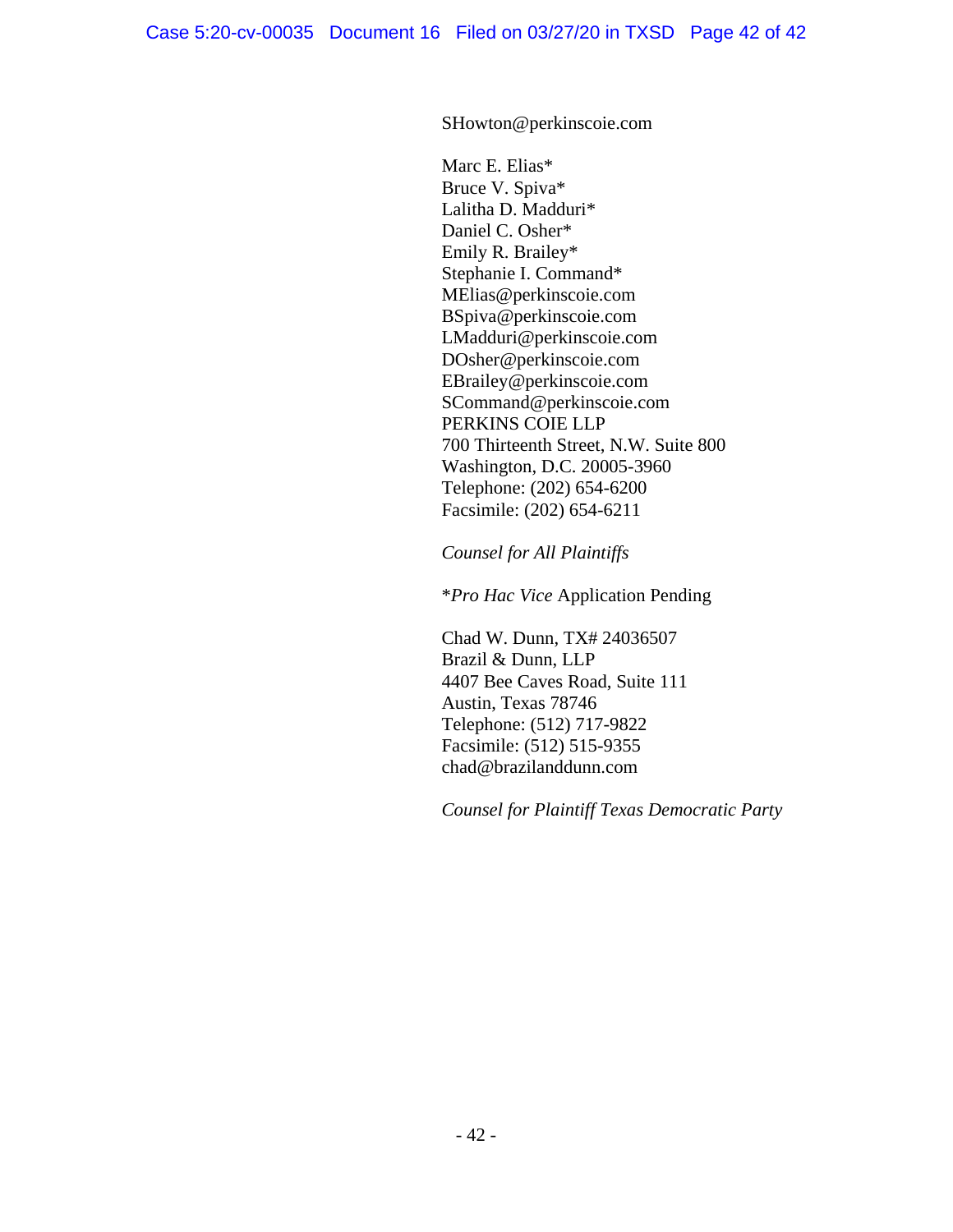SHowton@perkinscoie.com

Marc E. Elias*
Bruce V. Spiva*
Lalitha D. Madduri*
Daniel C. Osher*
Emily R. Brailey*
Stephanie I. Command*
MElias@perkinscoie.com
BSpiva@perkinscoie.com
LMadduri@perkinscoie.com
DOsher@perkinscoie.com
EBrailey@perkinscoie.com
SCommand@perkinscoie.com
PERKINS COIE LLP
700 Thirteenth Street, N.W. Suite 800
Washington, D.C. 20005-3960
Telephone: (202) 654-6200
Facsimile: (202) 654-6211

*Counsel for All Plaintiffs*

*\*Pro Hac Vice* Application Pending

Chad W. Dunn, TX# 24036507
Brazil & Dunn, LLP
4407 Bee Caves Road, Suite 111
Austin, Texas 78746
Telephone: (512) 717-9822
Facsimile: (512) 515-9355
chad@brazilanddunn.com

*Counsel for Plaintiff Texas Democratic Party*